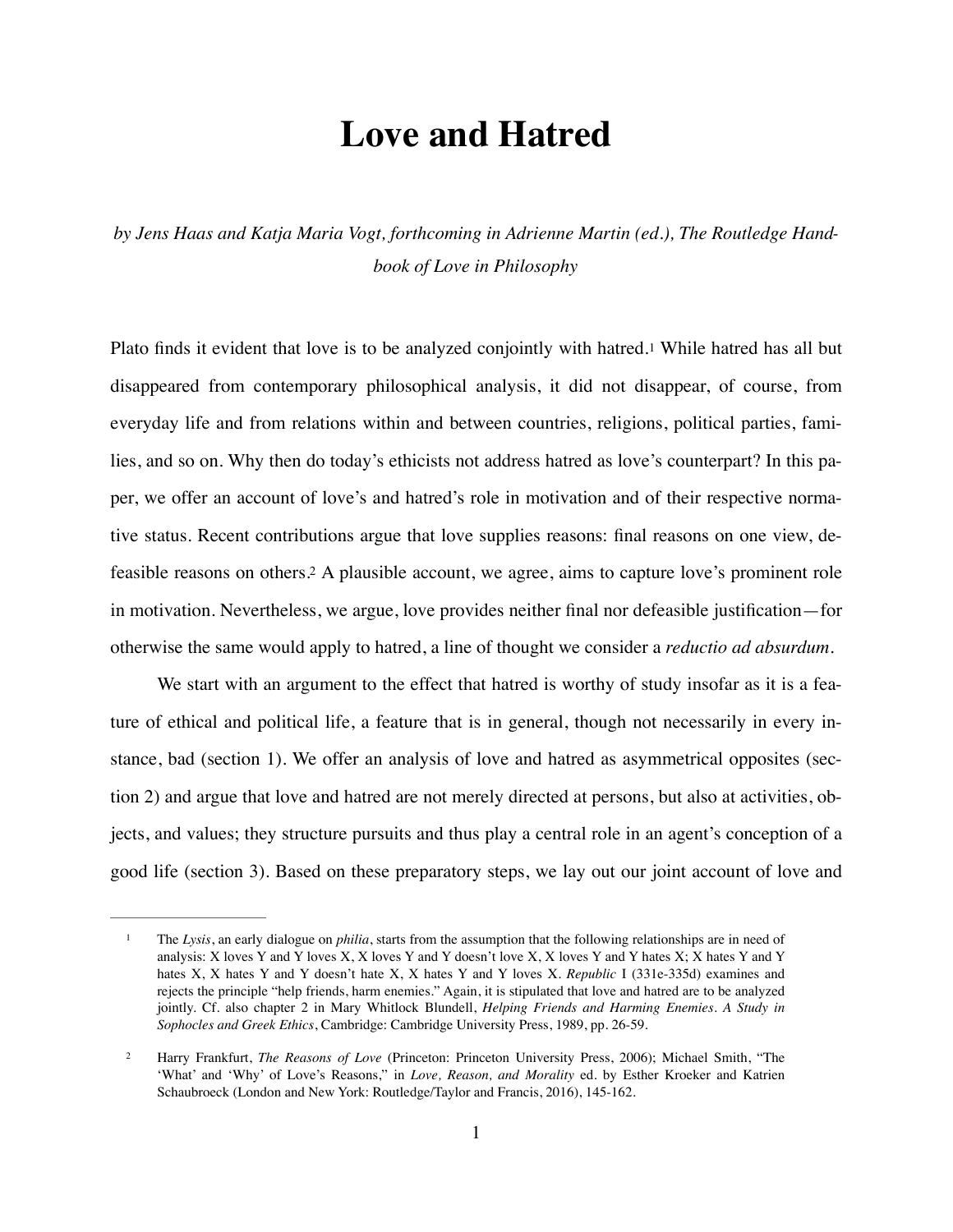# Love and Hatred

*by Jens Haas and Katja Maria Vogt, forthcoming in Adrienne Martin (ed.), The Routledge Handbook of Love in Philosophy*

Plato finds it evident that love is to be analyzed conjointly with hatred.[1] While hatred has all but disappeared from contemporary philosophical analysis, it did not disappear, of course, from everyday life and from relations within and between countries, religions, political parties, families, and so on. Why then do today's ethicists not address hatred as love's counterpart? In this paper, we offer an account of love's and hatred's role in motivation and of their respective normative status. Recent contributions argue that love supplies reasons: final reasons on one view, defeasible reasons on others.[2] A plausible account, we agree, aims to capture love's prominent role in motivation. Nevertheless, we argue, love provides neither final nor defeasible justification—for otherwise the same would apply to hatred, a line of thought we consider a *reductio ad absurdum*.

We start with an argument to the effect that hatred is worthy of study insofar as it is a feature of ethical and political life, a feature that is in general, though not necessarily in every instance, bad (section 1). We offer an analysis of love and hatred as asymmetrical opposites (section 2) and argue that love and hatred are not merely directed at persons, but also at activities, objects, and values; they structure pursuits and thus play a central role in an agent's conception of a good life (section 3). Based on these preparatory steps, we lay out our joint account of love and

---

[1] The *Lysis*, an early dialogue on *philia*, starts from the assumption that the following relationships are in need of analysis: X loves Y and Y loves X, X loves Y and Y doesn't love X, X loves Y and Y hates X; X hates Y and Y hates X, X hates Y and Y doesn't hate X, X hates Y and Y loves X. *Republic* I (331e-335d) examines and rejects the principle "help friends, harm enemies." Again, it is stipulated that love and hatred are to be analyzed jointly. Cf. also chapter 2 in Mary Whitlock Blundell, *Helping Friends and Harming Enemies. A Study in Sophocles and Greek Ethics*, Cambridge: Cambridge University Press, 1989, pp. 26-59.

[2] Harry Frankfurt, *The Reasons of Love* (Princeton: Princeton University Press, 2006); Michael Smith, "The 'What' and 'Why' of Love's Reasons," in *Love, Reason, and Morality* ed. by Esther Kroeker and Katrien Schaubroeck (London and New York: Routledge/Taylor and Francis, 2016), 145-162.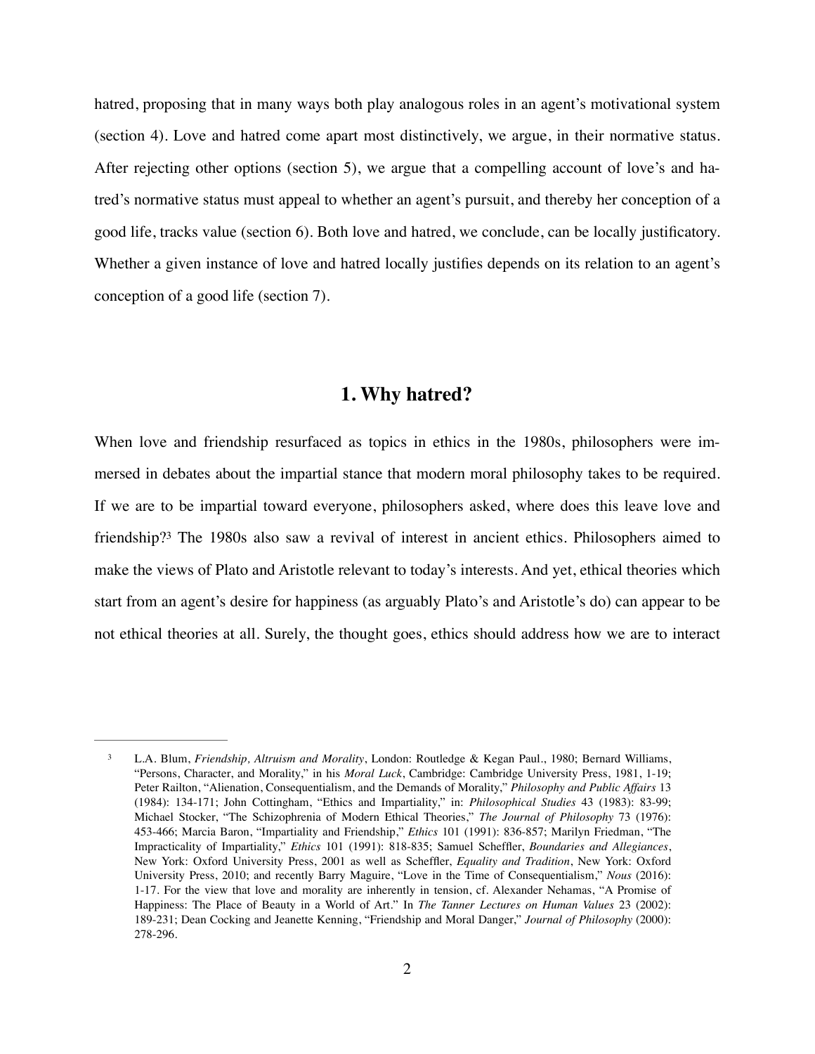hatred, proposing that in many ways both play analogous roles in an agent's motivational system (section 4). Love and hatred come apart most distinctively, we argue, in their normative status. After rejecting other options (section 5), we argue that a compelling account of love's and hatred's normative status must appeal to whether an agent's pursuit, and thereby her conception of a good life, tracks value (section 6). Both love and hatred, we conclude, can be locally justificatory. Whether a given instance of love and hatred locally justifies depends on its relation to an agent's conception of a good life (section 7).

## 1. Why hatred?

When love and friendship resurfaced as topics in ethics in the 1980s, philosophers were immersed in debates about the impartial stance that modern moral philosophy takes to be required. If we are to be impartial toward everyone, philosophers asked, where does this leave love and friendship?[3] The 1980s also saw a revival of interest in ancient ethics. Philosophers aimed to make the views of Plato and Aristotle relevant to today's interests. And yet, ethical theories which start from an agent's desire for happiness (as arguably Plato's and Aristotle's do) can appear to be not ethical theories at all. Surely, the thought goes, ethics should address how we are to interact

---

[3] L.A. Blum, *Friendship, Altruism and Morality*, London: Routledge & Kegan Paul., 1980; Bernard Williams, "Persons, Character, and Morality," in his *Moral Luck*, Cambridge: Cambridge University Press, 1981, 1-19; Peter Railton, "Alienation, Consequentialism, and the Demands of Morality," *Philosophy and Public Affairs* 13 (1984): 134-171; John Cottingham, "Ethics and Impartiality," in: *Philosophical Studies* 43 (1983): 83-99; Michael Stocker, "The Schizophrenia of Modern Ethical Theories," *The Journal of Philosophy* 73 (1976): 453-466; Marcia Baron, "Impartiality and Friendship," *Ethics* 101 (1991): 836-857; Marilyn Friedman, "The Impracticality of Impartiality," *Ethics* 101 (1991): 818-835; Samuel Scheffler, *Boundaries and Allegiances*, New York: Oxford University Press, 2001 as well as Scheffler, *Equality and Tradition*, New York: Oxford University Press, 2010; and recently Barry Maguire, "Love in the Time of Consequentialism," *Nous* (2016): 1-17. For the view that love and morality are inherently in tension, cf. Alexander Nehamas, "A Promise of Happiness: The Place of Beauty in a World of Art." In *The Tanner Lectures on Human Values* 23 (2002): 189-231; Dean Cocking and Jeanette Kenning, "Friendship and Moral Danger," *Journal of Philosophy* (2000): 278-296.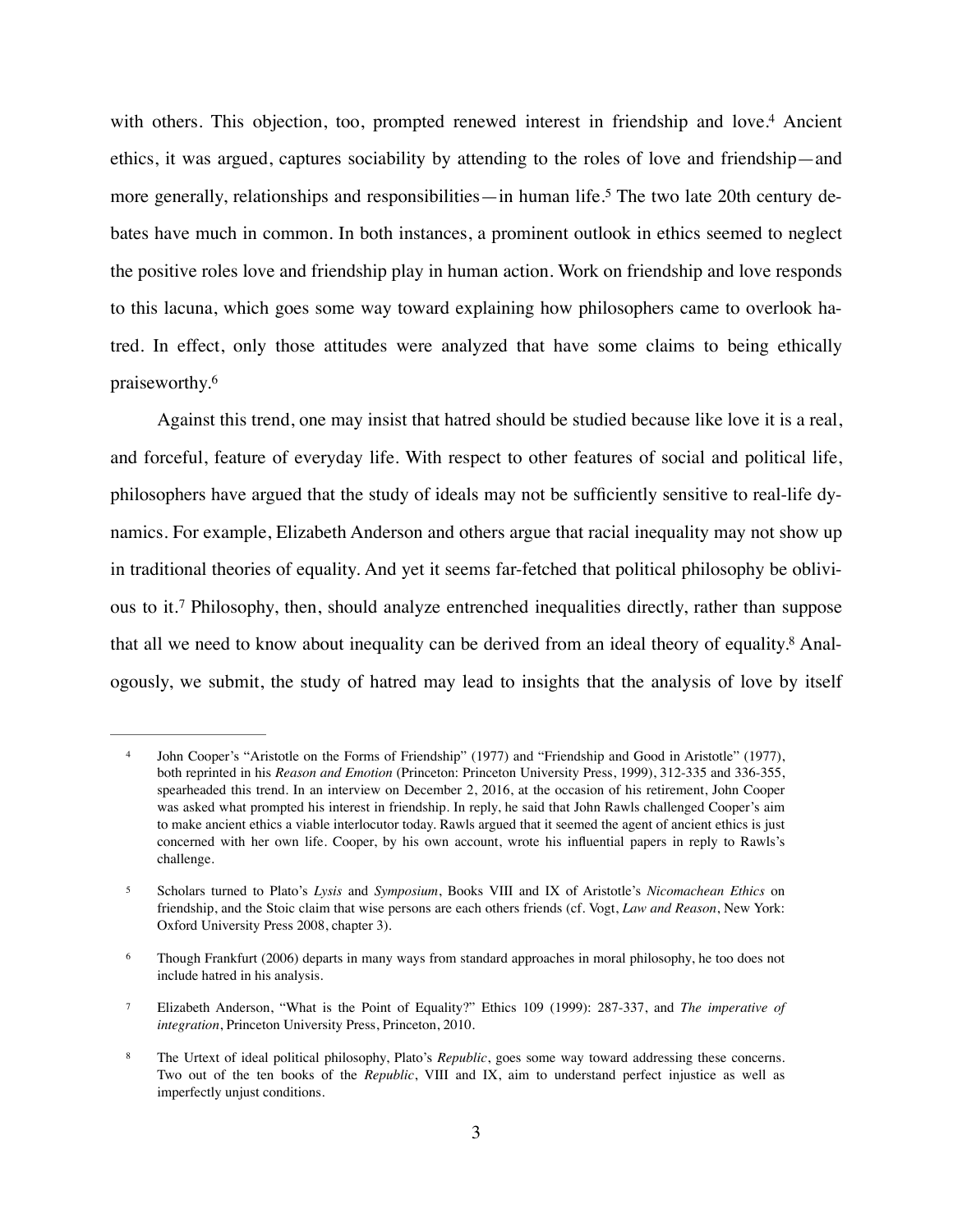with others. This objection, too, prompted renewed interest in friendship and love.[4] Ancient ethics, it was argued, captures sociability by attending to the roles of love and friendship—and more generally, relationships and responsibilities—in human life.[5] The two late 20th century debates have much in common. In both instances, a prominent outlook in ethics seemed to neglect the positive roles love and friendship play in human action. Work on friendship and love responds to this lacuna, which goes some way toward explaining how philosophers came to overlook hatred. In effect, only those attitudes were analyzed that have some claims to being ethically praiseworthy.[6]

Against this trend, one may insist that hatred should be studied because like love it is a real, and forceful, feature of everyday life. With respect to other features of social and political life, philosophers have argued that the study of ideals may not be sufficiently sensitive to real-life dynamics. For example, Elizabeth Anderson and others argue that racial inequality may not show up in traditional theories of equality. And yet it seems far-fetched that political philosophy be oblivious to it.[7] Philosophy, then, should analyze entrenched inequalities directly, rather than suppose that all we need to know about inequality can be derived from an ideal theory of equality.[8] Analogously, we submit, the study of hatred may lead to insights that the analysis of love by itself

---

[4] John Cooper's "Aristotle on the Forms of Friendship" (1977) and "Friendship and Good in Aristotle" (1977), both reprinted in his *Reason and Emotion* (Princeton: Princeton University Press, 1999), 312-335 and 336-355, spearheaded this trend. In an interview on December 2, 2016, at the occasion of his retirement, John Cooper was asked what prompted his interest in friendship. In reply, he said that John Rawls challenged Cooper's aim to make ancient ethics a viable interlocutor today. Rawls argued that it seemed the agent of ancient ethics is just concerned with her own life. Cooper, by his own account, wrote his influential papers in reply to Rawls's challenge.

[5] Scholars turned to Plato's *Lysis* and *Symposium*, Books VIII and IX of Aristotle's *Nicomachean Ethics* on friendship, and the Stoic claim that wise persons are each others friends (cf. Vogt, *Law and Reason*, New York: Oxford University Press 2008, chapter 3).

[6] Though Frankfurt (2006) departs in many ways from standard approaches in moral philosophy, he too does not include hatred in his analysis.

[7] Elizabeth Anderson, "What is the Point of Equality?" Ethics 109 (1999): 287-337, and *The imperative of integration*, Princeton University Press, Princeton, 2010.

[8] The Urtext of ideal political philosophy, Plato's *Republic*, goes some way toward addressing these concerns. Two out of the ten books of the *Republic*, VIII and IX, aim to understand perfect injustice as well as imperfectly unjust conditions.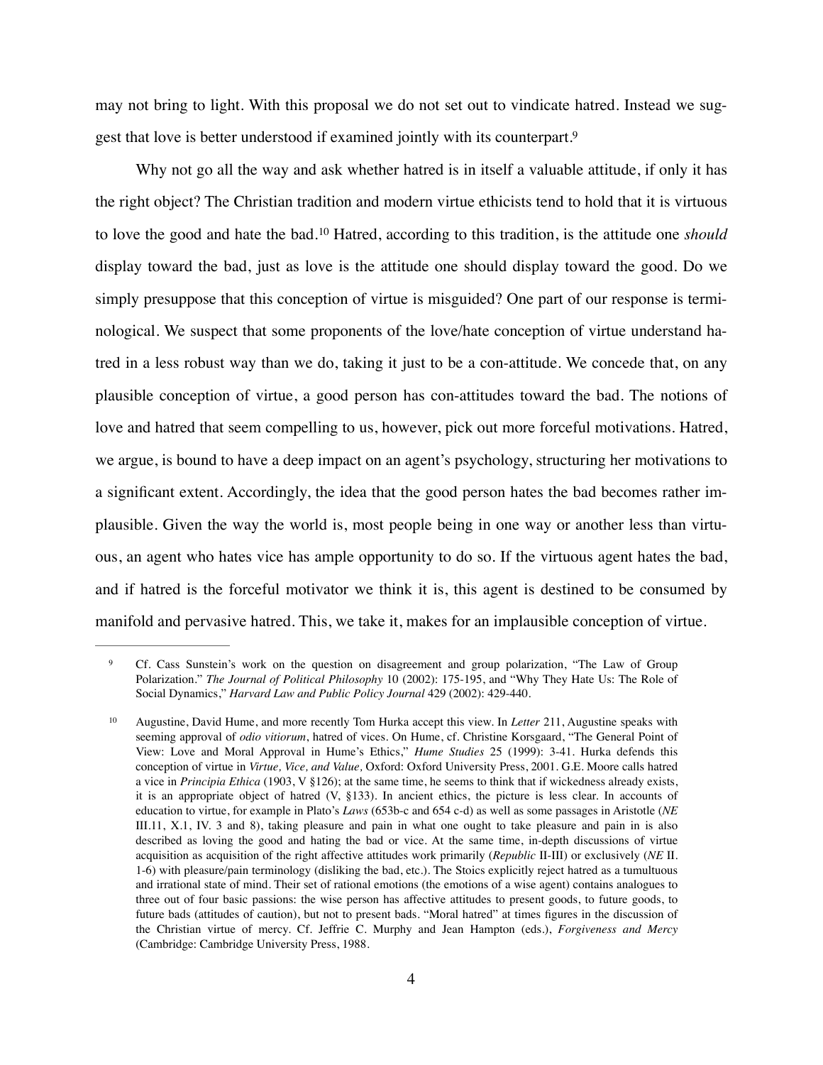may not bring to light. With this proposal we do not set out to vindicate hatred. Instead we suggest that love is better understood if examined jointly with its counterpart.[9]

Why not go all the way and ask whether hatred is in itself a valuable attitude, if only it has the right object? The Christian tradition and modern virtue ethicists tend to hold that it is virtuous to love the good and hate the bad.[10] Hatred, according to this tradition, is the attitude one *should* display toward the bad, just as love is the attitude one should display toward the good. Do we simply presuppose that this conception of virtue is misguided? One part of our response is terminological. We suspect that some proponents of the love/hate conception of virtue understand hatred in a less robust way than we do, taking it just to be a con-attitude. We concede that, on any plausible conception of virtue, a good person has con-attitudes toward the bad. The notions of love and hatred that seem compelling to us, however, pick out more forceful motivations. Hatred, we argue, is bound to have a deep impact on an agent's psychology, structuring her motivations to a significant extent. Accordingly, the idea that the good person hates the bad becomes rather implausible. Given the way the world is, most people being in one way or another less than virtuous, an agent who hates vice has ample opportunity to do so. If the virtuous agent hates the bad, and if hatred is the forceful motivator we think it is, this agent is destined to be consumed by manifold and pervasive hatred. This, we take it, makes for an implausible conception of virtue.

---

[9] Cf. Cass Sunstein's work on the question on disagreement and group polarization, "The Law of Group Polarization." *The Journal of Political Philosophy* 10 (2002): 175-195, and "Why They Hate Us: The Role of Social Dynamics," *Harvard Law and Public Policy Journal* 429 (2002): 429-440.

[10] Augustine, David Hume, and more recently Tom Hurka accept this view. In *Letter* 211, Augustine speaks with seeming approval of *odio vitiorum*, hatred of vices. On Hume, cf. Christine Korsgaard, "The General Point of View: Love and Moral Approval in Hume's Ethics," *Hume Studies* 25 (1999): 3-41. Hurka defends this conception of virtue in *Virtue, Vice, and Value,* Oxford: Oxford University Press, 2001. G.E. Moore calls hatred a vice in *Principia Ethica* (1903, V §126); at the same time, he seems to think that if wickedness already exists, it is an appropriate object of hatred (V, §133). In ancient ethics, the picture is less clear. In accounts of education to virtue, for example in Plato's *Laws* (653b-c and 654 c-d) as well as some passages in Aristotle (*NE* III.11, X.1, IV. 3 and 8), taking pleasure and pain in what one ought to take pleasure and pain in is also described as loving the good and hating the bad or vice. At the same time, in-depth discussions of virtue acquisition as acquisition of the right affective attitudes work primarily (*Republic* II-III) or exclusively (*NE* II. 1-6) with pleasure/pain terminology (disliking the bad, etc.). The Stoics explicitly reject hatred as a tumultuous and irrational state of mind. Their set of rational emotions (the emotions of a wise agent) contains analogues to three out of four basic passions: the wise person has affective attitudes to present goods, to future goods, to future bads (attitudes of caution), but not to present bads. "Moral hatred" at times figures in the discussion of the Christian virtue of mercy. Cf. Jeffrie C. Murphy and Jean Hampton (eds.), *Forgiveness and Mercy* (Cambridge: Cambridge University Press, 1988.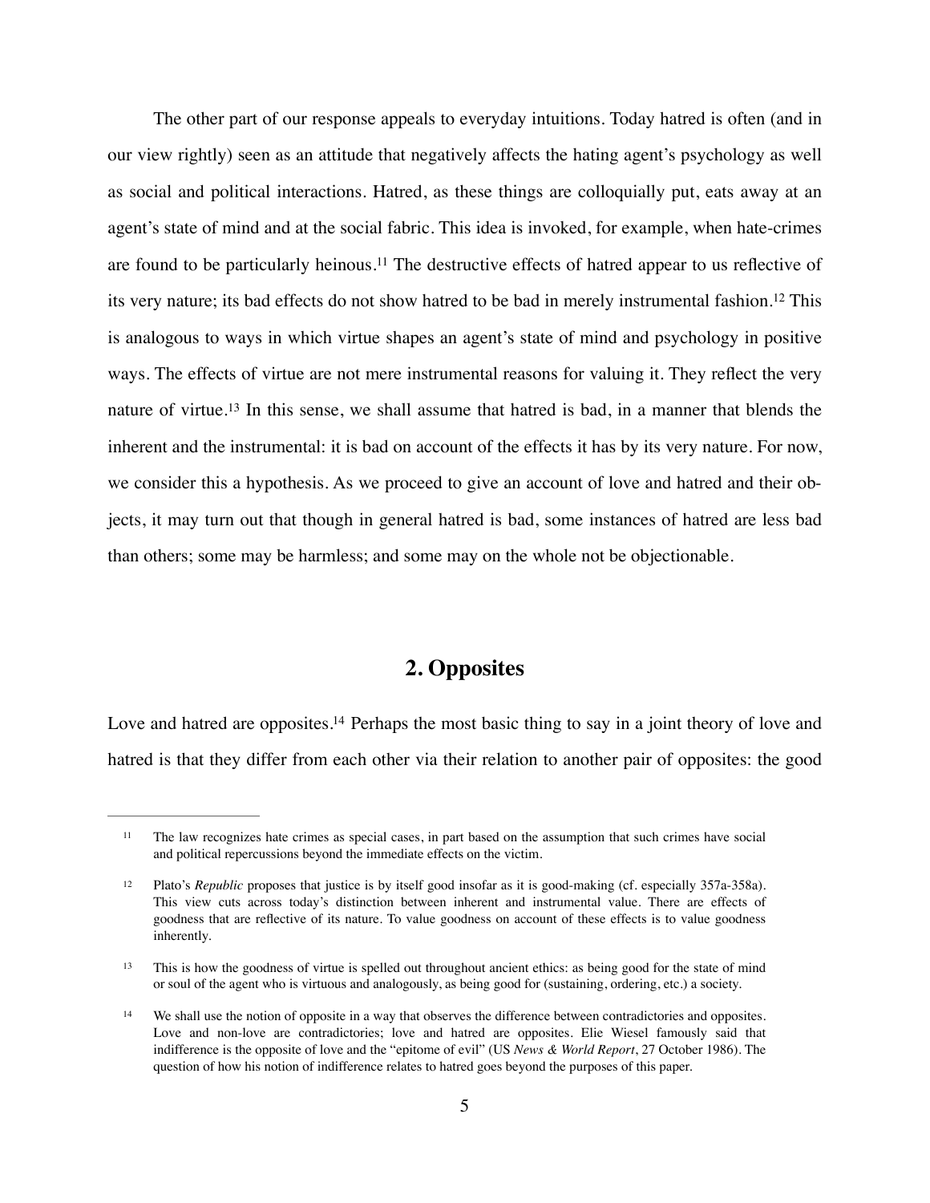The other part of our response appeals to everyday intuitions. Today hatred is often (and in our view rightly) seen as an attitude that negatively affects the hating agent's psychology as well as social and political interactions. Hatred, as these things are colloquially put, eats away at an agent's state of mind and at the social fabric. This idea is invoked, for example, when hate-crimes are found to be particularly heinous.[11] The destructive effects of hatred appear to us reflective of its very nature; its bad effects do not show hatred to be bad in merely instrumental fashion.[12] This is analogous to ways in which virtue shapes an agent's state of mind and psychology in positive ways. The effects of virtue are not mere instrumental reasons for valuing it. They reflect the very nature of virtue.[13] In this sense, we shall assume that hatred is bad, in a manner that blends the inherent and the instrumental: it is bad on account of the effects it has by its very nature. For now, we consider this a hypothesis. As we proceed to give an account of love and hatred and their objects, it may turn out that though in general hatred is bad, some instances of hatred are less bad than others; some may be harmless; and some may on the whole not be objectionable.

## 2. Opposites

Love and hatred are opposites.[14] Perhaps the most basic thing to say in a joint theory of love and hatred is that they differ from each other via their relation to another pair of opposites: the good

---

[11] The law recognizes hate crimes as special cases, in part based on the assumption that such crimes have social and political repercussions beyond the immediate effects on the victim.

[12] Plato's *Republic* proposes that justice is by itself good insofar as it is good-making (cf. especially 357a-358a). This view cuts across today's distinction between inherent and instrumental value. There are effects of goodness that are reflective of its nature. To value goodness on account of these effects is to value goodness inherently.

[13] This is how the goodness of virtue is spelled out throughout ancient ethics: as being good for the state of mind or soul of the agent who is virtuous and analogously, as being good for (sustaining, ordering, etc.) a society.

[14] We shall use the notion of opposite in a way that observes the difference between contradictories and opposites. Love and non-love are contradictories; love and hatred are opposites. Elie Wiesel famously said that indifference is the opposite of love and the "epitome of evil" (US *News & World Report*, 27 October 1986). The question of how his notion of indifference relates to hatred goes beyond the purposes of this paper.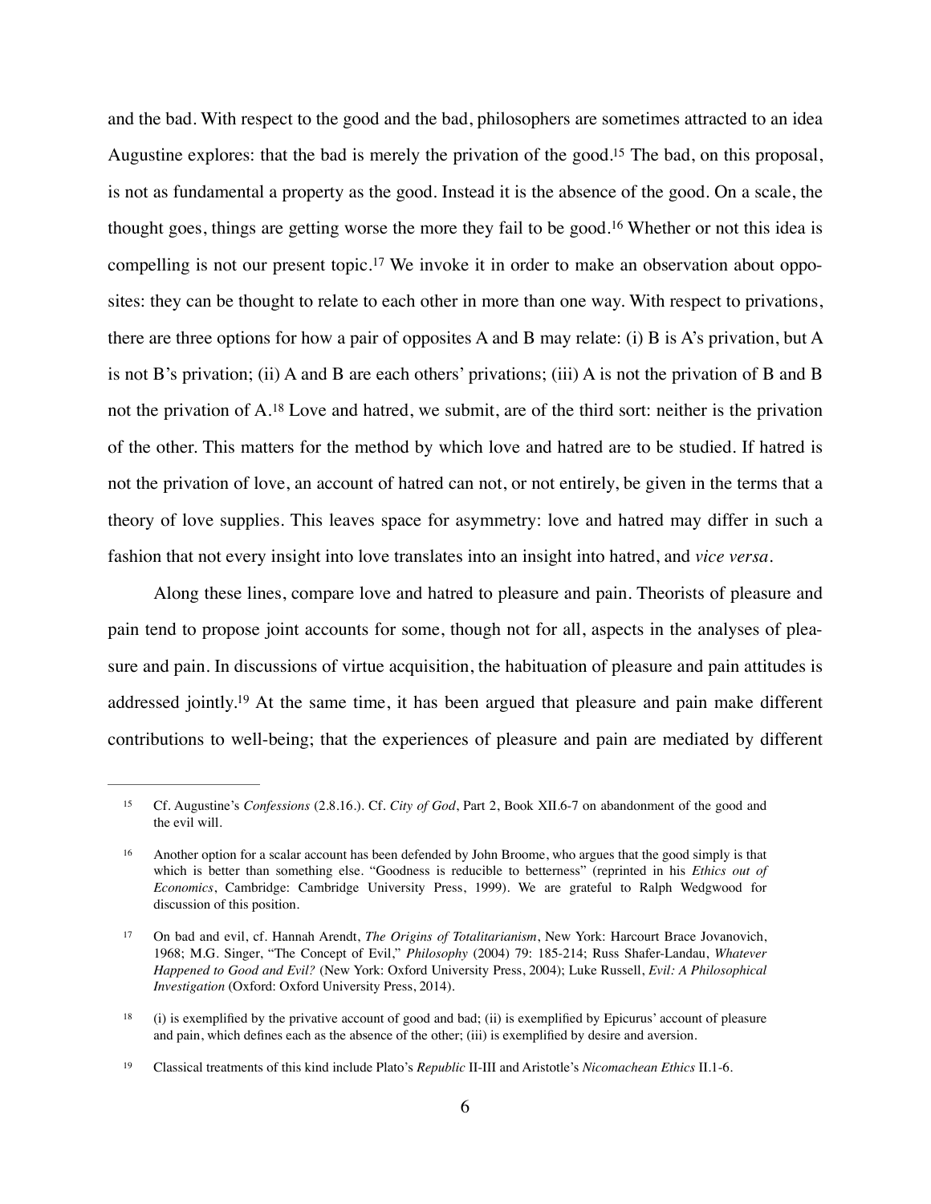and the bad. With respect to the good and the bad, philosophers are sometimes attracted to an idea Augustine explores: that the bad is merely the privation of the good.[15] The bad, on this proposal, is not as fundamental a property as the good. Instead it is the absence of the good. On a scale, the thought goes, things are getting worse the more they fail to be good.[16] Whether or not this idea is compelling is not our present topic.[17] We invoke it in order to make an observation about opposites: they can be thought to relate to each other in more than one way. With respect to privations, there are three options for how a pair of opposites A and B may relate: (i) B is A's privation, but A is not B's privation; (ii) A and B are each others' privations; (iii) A is not the privation of B and B not the privation of A.[18] Love and hatred, we submit, are of the third sort: neither is the privation of the other. This matters for the method by which love and hatred are to be studied. If hatred is not the privation of love, an account of hatred can not, or not entirely, be given in the terms that a theory of love supplies. This leaves space for asymmetry: love and hatred may differ in such a fashion that not every insight into love translates into an insight into hatred, and *vice versa*.

Along these lines, compare love and hatred to pleasure and pain. Theorists of pleasure and pain tend to propose joint accounts for some, though not for all, aspects in the analyses of pleasure and pain. In discussions of virtue acquisition, the habituation of pleasure and pain attitudes is addressed jointly.[19] At the same time, it has been argued that pleasure and pain make different contributions to well-being; that the experiences of pleasure and pain are mediated by different

---

[15] Cf. Augustine's *Confessions* (2.8.16.). Cf. *City of God*, Part 2, Book XII.6-7 on abandonment of the good and the evil will.

[16] Another option for a scalar account has been defended by John Broome, who argues that the good simply is that which is better than something else. "Goodness is reducible to betterness" (reprinted in his *Ethics out of Economics*, Cambridge: Cambridge University Press, 1999). We are grateful to Ralph Wedgwood for discussion of this position.

[17] On bad and evil, cf. Hannah Arendt, *The Origins of Totalitarianism*, New York: Harcourt Brace Jovanovich, 1968; M.G. Singer, "The Concept of Evil," *Philosophy* (2004) 79: 185-214; Russ Shafer-Landau, *Whatever Happened to Good and Evil?* (New York: Oxford University Press, 2004); Luke Russell, *Evil: A Philosophical Investigation* (Oxford: Oxford University Press, 2014).

[18] (i) is exemplified by the privative account of good and bad; (ii) is exemplified by Epicurus' account of pleasure and pain, which defines each as the absence of the other; (iii) is exemplified by desire and aversion.

[19] Classical treatments of this kind include Plato's *Republic* II-III and Aristotle's *Nicomachean Ethics* II.1-6.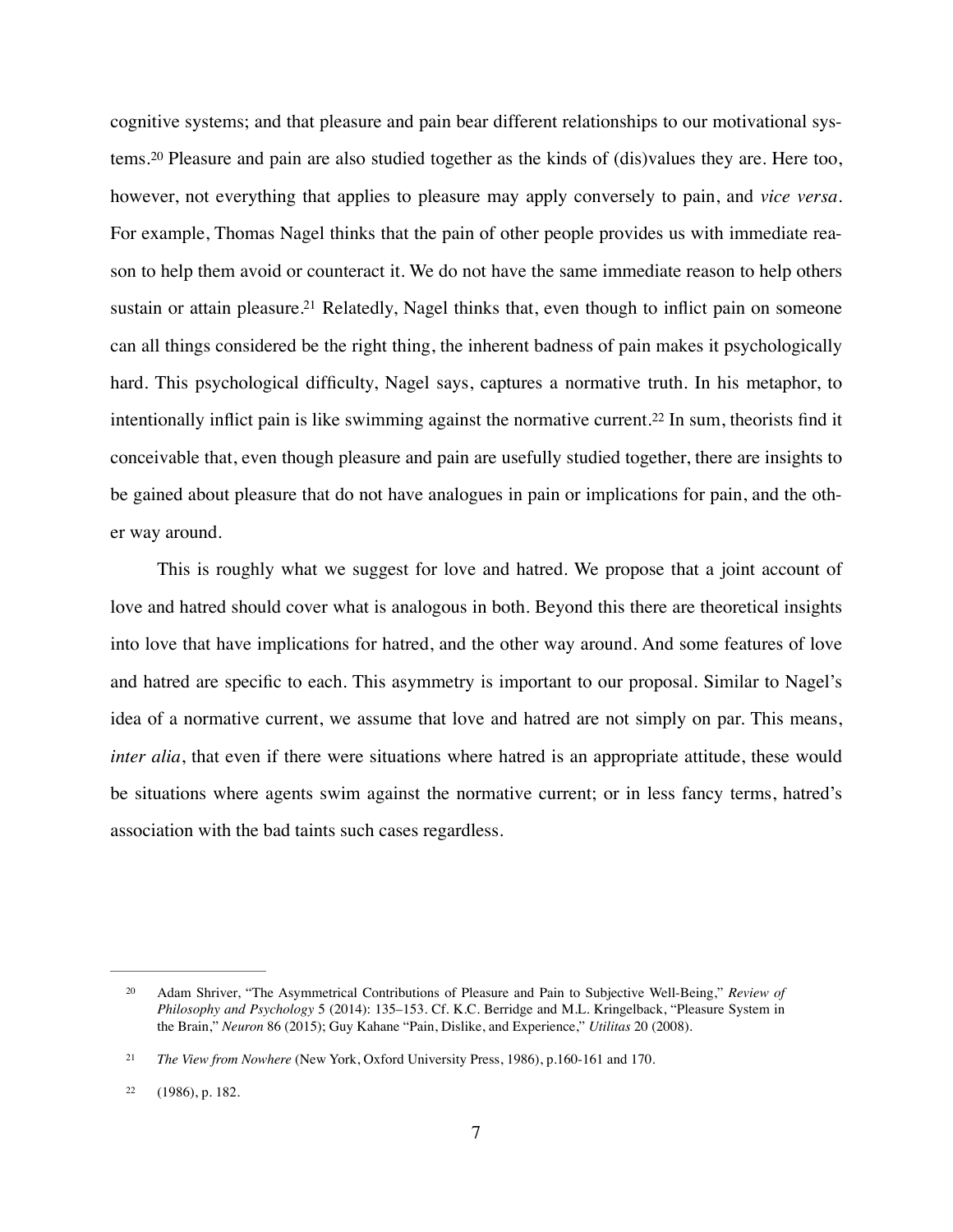cognitive systems; and that pleasure and pain bear different relationships to our motivational systems.[20] Pleasure and pain are also studied together as the kinds of (dis)values they are. Here too, however, not everything that applies to pleasure may apply conversely to pain, and *vice versa*. For example, Thomas Nagel thinks that the pain of other people provides us with immediate reason to help them avoid or counteract it. We do not have the same immediate reason to help others sustain or attain pleasure.[21] Relatedly, Nagel thinks that, even though to inflict pain on someone can all things considered be the right thing, the inherent badness of pain makes it psychologically hard. This psychological difficulty, Nagel says, captures a normative truth. In his metaphor, to intentionally inflict pain is like swimming against the normative current.[22] In sum, theorists find it conceivable that, even though pleasure and pain are usefully studied together, there are insights to be gained about pleasure that do not have analogues in pain or implications for pain, and the other way around.

This is roughly what we suggest for love and hatred. We propose that a joint account of love and hatred should cover what is analogous in both. Beyond this there are theoretical insights into love that have implications for hatred, and the other way around. And some features of love and hatred are specific to each. This asymmetry is important to our proposal. Similar to Nagel's idea of a normative current, we assume that love and hatred are not simply on par. This means, *inter alia*, that even if there were situations where hatred is an appropriate attitude, these would be situations where agents swim against the normative current; or in less fancy terms, hatred's association with the bad taints such cases regardless.

---

[20] Adam Shriver, "The Asymmetrical Contributions of Pleasure and Pain to Subjective Well-Being," *Review of Philosophy and Psychology* 5 (2014): 135–153. Cf. K.C. Berridge and M.L. Kringelback, "Pleasure System in the Brain," *Neuron* 86 (2015); Guy Kahane "Pain, Dislike, and Experience," *Utilitas* 20 (2008).

[21] *The View from Nowhere* (New York, Oxford University Press, 1986), p.160-161 and 170.

[22] (1986), p. 182.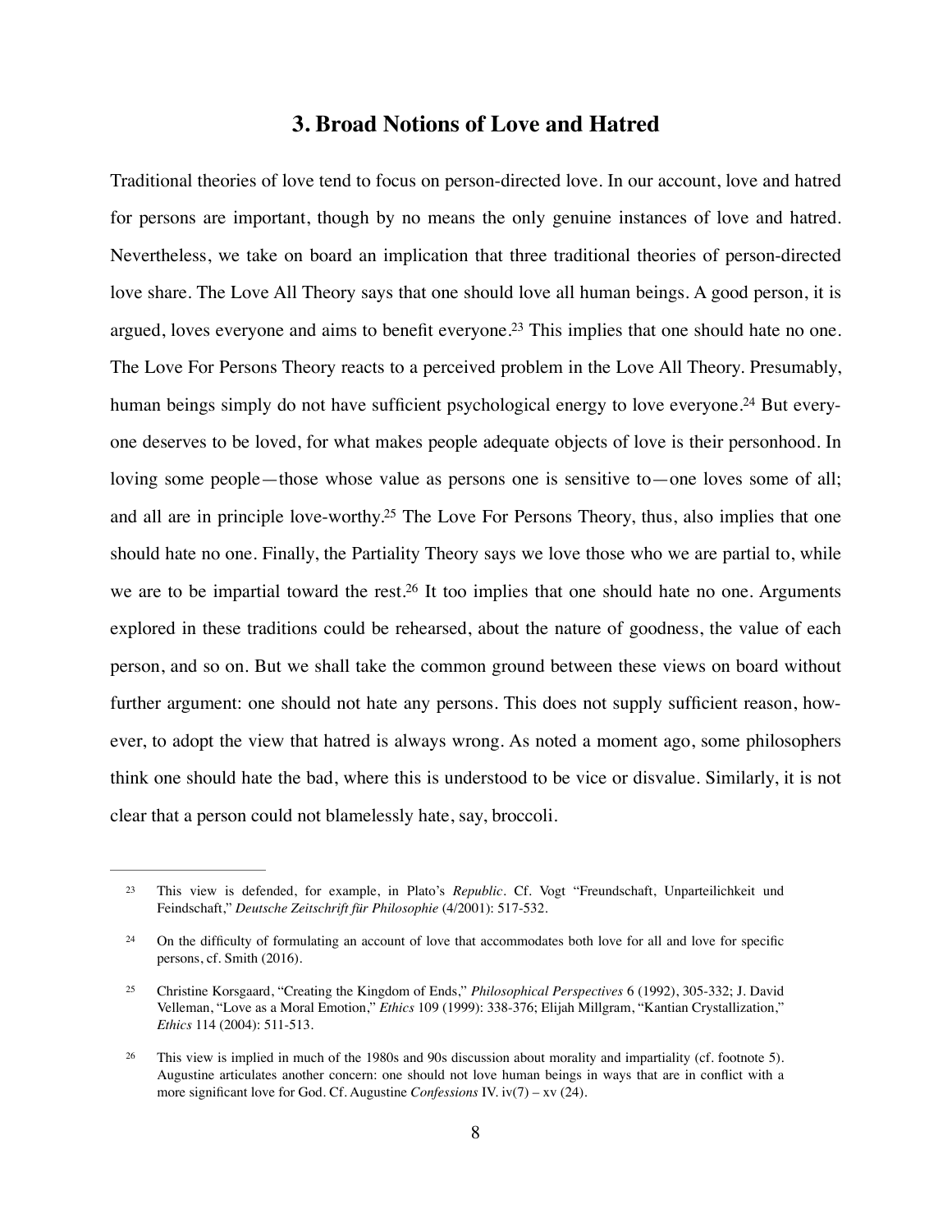## 3. Broad Notions of Love and Hatred

Traditional theories of love tend to focus on person-directed love. In our account, love and hatred for persons are important, though by no means the only genuine instances of love and hatred. Nevertheless, we take on board an implication that three traditional theories of person-directed love share. The Love All Theory says that one should love all human beings. A good person, it is argued, loves everyone and aims to benefit everyone.[23] This implies that one should hate no one. The Love For Persons Theory reacts to a perceived problem in the Love All Theory. Presumably, human beings simply do not have sufficient psychological energy to love everyone.[24] But everyone deserves to be loved, for what makes people adequate objects of love is their personhood. In loving some people—those whose value as persons one is sensitive to—one loves some of all; and all are in principle love-worthy.[25] The Love For Persons Theory, thus, also implies that one should hate no one. Finally, the Partiality Theory says we love those who we are partial to, while we are to be impartial toward the rest.[26] It too implies that one should hate no one. Arguments explored in these traditions could be rehearsed, about the nature of goodness, the value of each person, and so on. But we shall take the common ground between these views on board without further argument: one should not hate any persons. This does not supply sufficient reason, however, to adopt the view that hatred is always wrong. As noted a moment ago, some philosophers think one should hate the bad, where this is understood to be vice or disvalue. Similarly, it is not clear that a person could not blamelessly hate, say, broccoli.

---

[23] This view is defended, for example, in Plato's *Republic*. Cf. Vogt "Freundschaft, Unparteilichkeit und Feindschaft," *Deutsche Zeitschrift für Philosophie* (4/2001): 517-532.

[24] On the difficulty of formulating an account of love that accommodates both love for all and love for specific persons, cf. Smith (2016).

[25] Christine Korsgaard, "Creating the Kingdom of Ends," *Philosophical Perspectives* 6 (1992), 305-332; J. David Velleman, "Love as a Moral Emotion," *Ethics* 109 (1999): 338-376; Elijah Millgram, "Kantian Crystallization," *Ethics* 114 (2004): 511-513.

[26] This view is implied in much of the 1980s and 90s discussion about morality and impartiality (cf. footnote 5). Augustine articulates another concern: one should not love human beings in ways that are in conflict with a more significant love for God. Cf. Augustine *Confessions* IV. iv(7) – xv (24).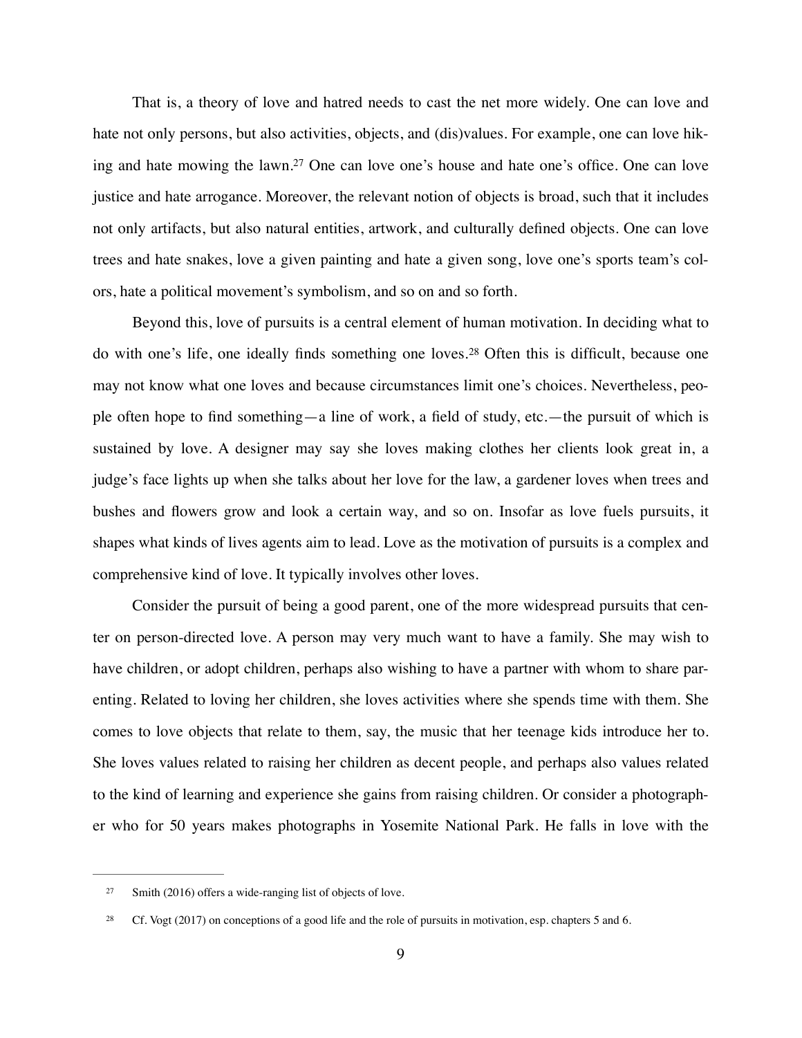That is, a theory of love and hatred needs to cast the net more widely. One can love and hate not only persons, but also activities, objects, and (dis)values. For example, one can love hiking and hate mowing the lawn.[27] One can love one's house and hate one's office. One can love justice and hate arrogance. Moreover, the relevant notion of objects is broad, such that it includes not only artifacts, but also natural entities, artwork, and culturally defined objects. One can love trees and hate snakes, love a given painting and hate a given song, love one's sports team's colors, hate a political movement's symbolism, and so on and so forth.

Beyond this, love of pursuits is a central element of human motivation. In deciding what to do with one's life, one ideally finds something one loves.[28] Often this is difficult, because one may not know what one loves and because circumstances limit one's choices. Nevertheless, people often hope to find something—a line of work, a field of study, etc.—the pursuit of which is sustained by love. A designer may say she loves making clothes her clients look great in, a judge's face lights up when she talks about her love for the law, a gardener loves when trees and bushes and flowers grow and look a certain way, and so on. Insofar as love fuels pursuits, it shapes what kinds of lives agents aim to lead. Love as the motivation of pursuits is a complex and comprehensive kind of love. It typically involves other loves.

Consider the pursuit of being a good parent, one of the more widespread pursuits that center on person-directed love. A person may very much want to have a family. She may wish to have children, or adopt children, perhaps also wishing to have a partner with whom to share parenting. Related to loving her children, she loves activities where she spends time with them. She comes to love objects that relate to them, say, the music that her teenage kids introduce her to. She loves values related to raising her children as decent people, and perhaps also values related to the kind of learning and experience she gains from raising children. Or consider a photographer who for 50 years makes photographs in Yosemite National Park. He falls in love with the

[27] Smith (2016) offers a wide-ranging list of objects of love.

[28] Cf. Vogt (2017) on conceptions of a good life and the role of pursuits in motivation, esp. chapters 5 and 6.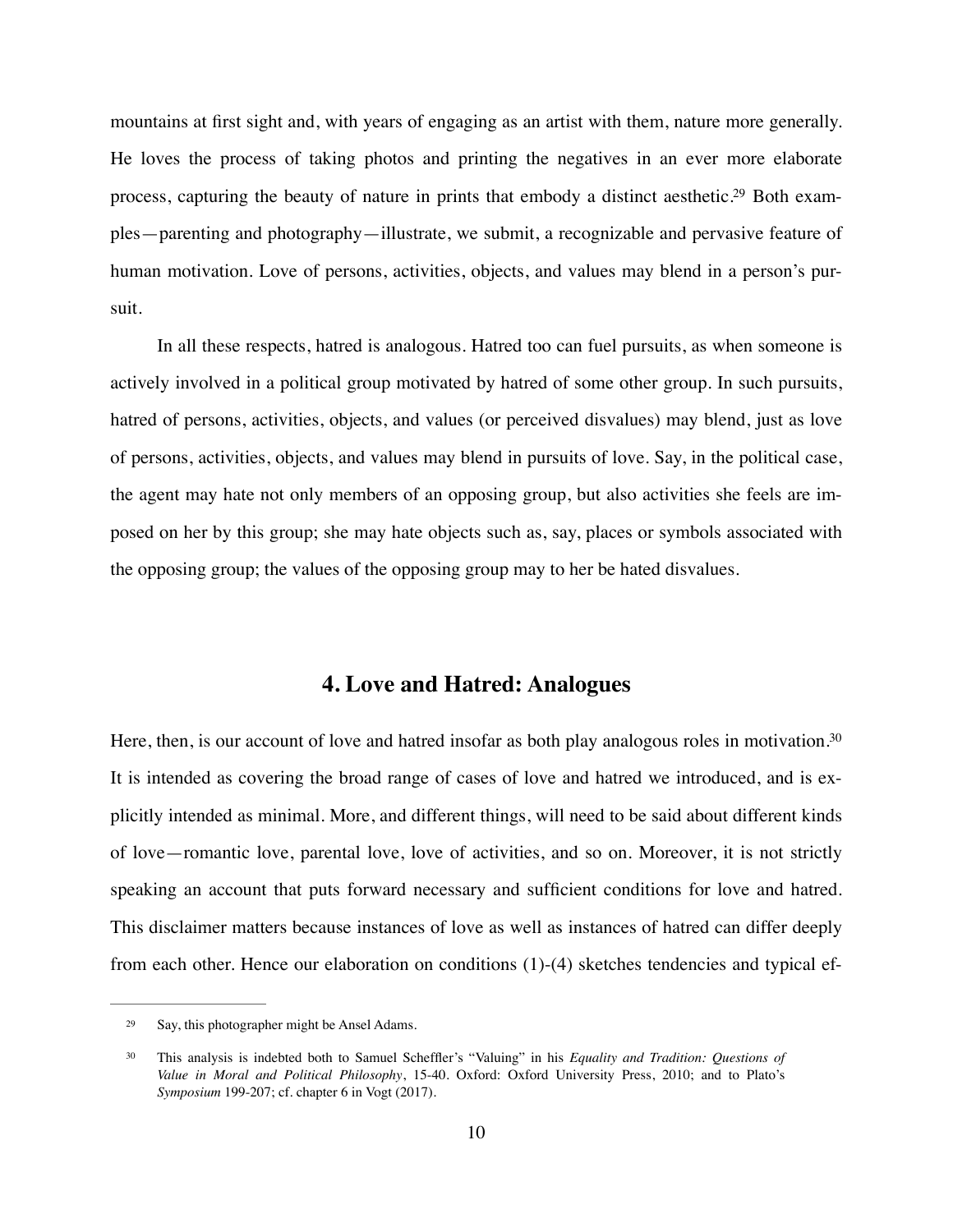mountains at first sight and, with years of engaging as an artist with them, nature more generally. He loves the process of taking photos and printing the negatives in an ever more elaborate process, capturing the beauty of nature in prints that embody a distinct aesthetic.[29] Both examples—parenting and photography—illustrate, we submit, a recognizable and pervasive feature of human motivation. Love of persons, activities, objects, and values may blend in a person's pursuit.

In all these respects, hatred is analogous. Hatred too can fuel pursuits, as when someone is actively involved in a political group motivated by hatred of some other group. In such pursuits, hatred of persons, activities, objects, and values (or perceived disvalues) may blend, just as love of persons, activities, objects, and values may blend in pursuits of love. Say, in the political case, the agent may hate not only members of an opposing group, but also activities she feels are imposed on her by this group; she may hate objects such as, say, places or symbols associated with the opposing group; the values of the opposing group may to her be hated disvalues.

## 4. Love and Hatred: Analogues

Here, then, is our account of love and hatred insofar as both play analogous roles in motivation.[30] It is intended as covering the broad range of cases of love and hatred we introduced, and is explicitly intended as minimal. More, and different things, will need to be said about different kinds of love—romantic love, parental love, love of activities, and so on. Moreover, it is not strictly speaking an account that puts forward necessary and sufficient conditions for love and hatred. This disclaimer matters because instances of love as well as instances of hatred can differ deeply from each other. Hence our elaboration on conditions (1)-(4) sketches tendencies and typical ef-

---

[29] Say, this photographer might be Ansel Adams.

[30] This analysis is indebted both to Samuel Scheffler's "Valuing" in his *Equality and Tradition: Questions of Value in Moral and Political Philosophy*, 15-40. Oxford: Oxford University Press, 2010; and to Plato's *Symposium* 199-207; cf. chapter 6 in Vogt (2017).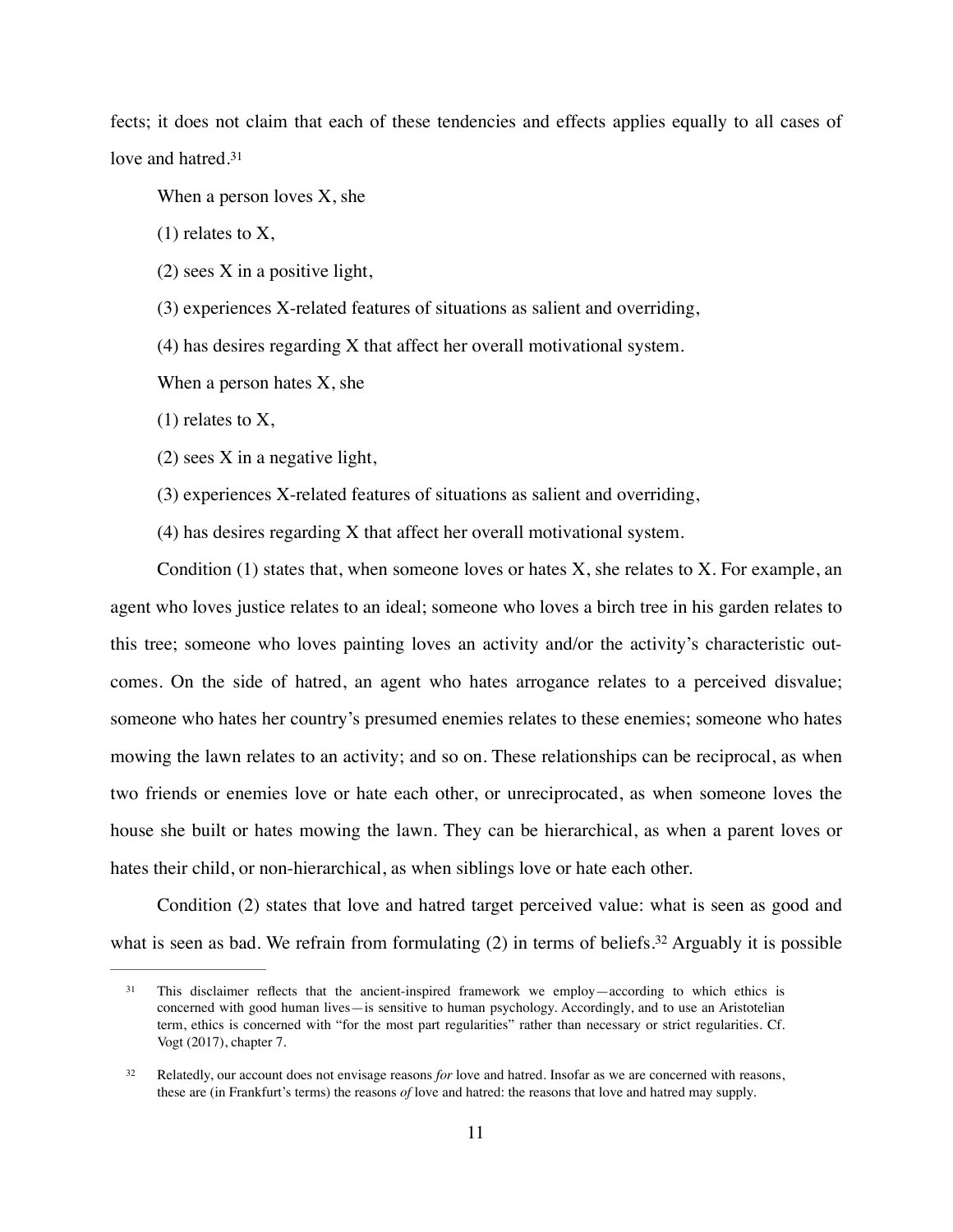fects; it does not claim that each of these tendencies and effects applies equally to all cases of love and hatred.[31]

When a person loves X, she

(1) relates to X,

(2) sees X in a positive light,

(3) experiences X-related features of situations as salient and overriding,

(4) has desires regarding X that affect her overall motivational system.

When a person hates X, she

(1) relates to X,

(2) sees X in a negative light,

(3) experiences X-related features of situations as salient and overriding,

(4) has desires regarding X that affect her overall motivational system.

Condition (1) states that, when someone loves or hates X, she relates to X. For example, an agent who loves justice relates to an ideal; someone who loves a birch tree in his garden relates to this tree; someone who loves painting loves an activity and/or the activity's characteristic outcomes. On the side of hatred, an agent who hates arrogance relates to a perceived disvalue; someone who hates her country's presumed enemies relates to these enemies; someone who hates mowing the lawn relates to an activity; and so on. These relationships can be reciprocal, as when two friends or enemies love or hate each other, or unreciprocated, as when someone loves the house she built or hates mowing the lawn. They can be hierarchical, as when a parent loves or hates their child, or non-hierarchical, as when siblings love or hate each other.

Condition (2) states that love and hatred target perceived value: what is seen as good and what is seen as bad. We refrain from formulating (2) in terms of beliefs.[32] Arguably it is possible

---

[31] This disclaimer reflects that the ancient-inspired framework we employ—according to which ethics is concerned with good human lives—is sensitive to human psychology. Accordingly, and to use an Aristotelian term, ethics is concerned with "for the most part regularities" rather than necessary or strict regularities. Cf. Vogt (2017), chapter 7.

[32] Relatedly, our account does not envisage reasons *for* love and hatred. Insofar as we are concerned with reasons, these are (in Frankfurt's terms) the reasons *of* love and hatred: the reasons that love and hatred may supply.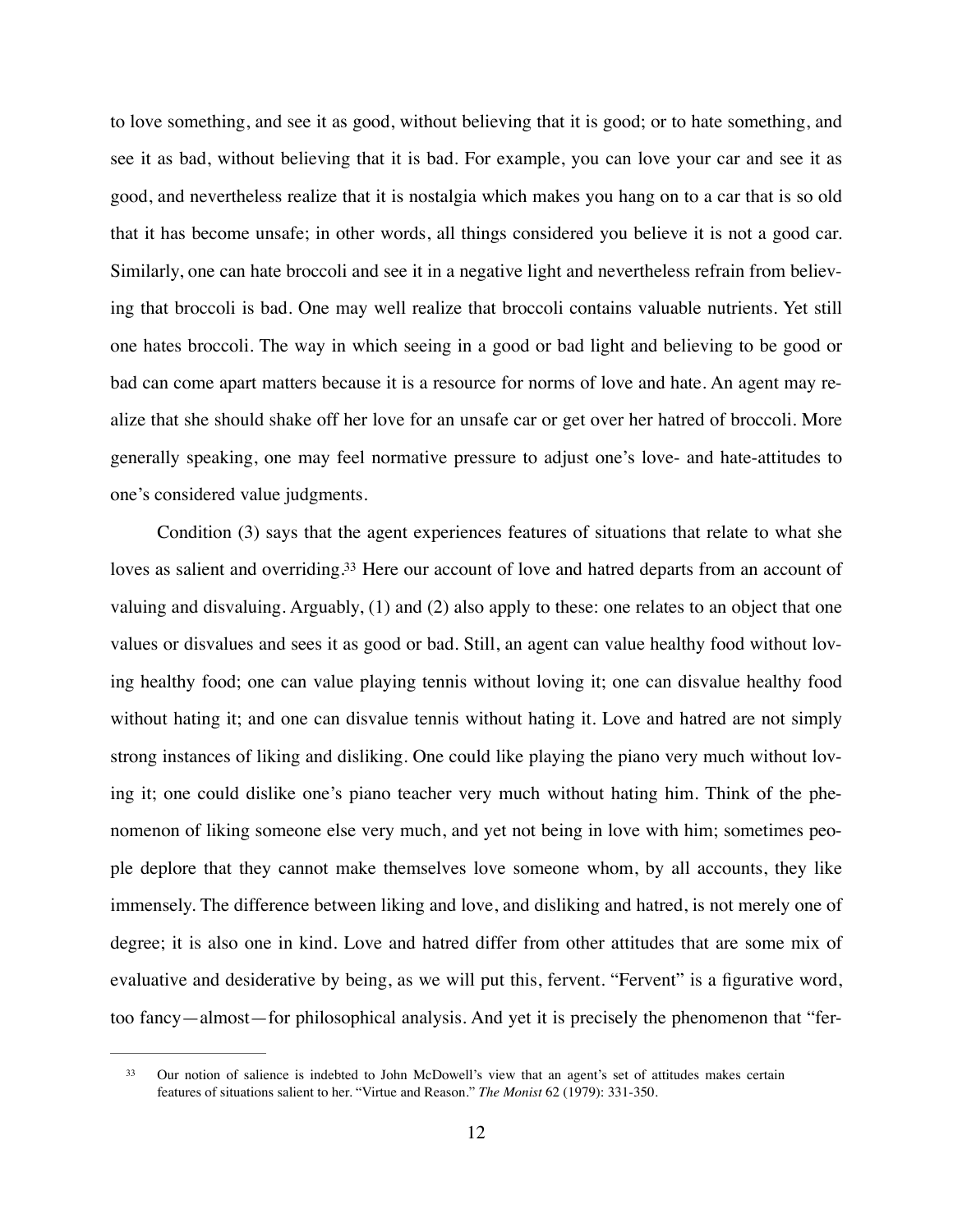to love something, and see it as good, without believing that it is good; or to hate something, and see it as bad, without believing that it is bad. For example, you can love your car and see it as good, and nevertheless realize that it is nostalgia which makes you hang on to a car that is so old that it has become unsafe; in other words, all things considered you believe it is not a good car. Similarly, one can hate broccoli and see it in a negative light and nevertheless refrain from believing that broccoli is bad. One may well realize that broccoli contains valuable nutrients. Yet still one hates broccoli. The way in which seeing in a good or bad light and believing to be good or bad can come apart matters because it is a resource for norms of love and hate. An agent may realize that she should shake off her love for an unsafe car or get over her hatred of broccoli. More generally speaking, one may feel normative pressure to adjust one's love- and hate-attitudes to one's considered value judgments.

Condition (3) says that the agent experiences features of situations that relate to what she loves as salient and overriding.[33] Here our account of love and hatred departs from an account of valuing and disvaluing. Arguably, (1) and (2) also apply to these: one relates to an object that one values or disvalues and sees it as good or bad. Still, an agent can value healthy food without loving healthy food; one can value playing tennis without loving it; one can disvalue healthy food without hating it; and one can disvalue tennis without hating it. Love and hatred are not simply strong instances of liking and disliking. One could like playing the piano very much without loving it; one could dislike one's piano teacher very much without hating him. Think of the phenomenon of liking someone else very much, and yet not being in love with him; sometimes people deplore that they cannot make themselves love someone whom, by all accounts, they like immensely. The difference between liking and love, and disliking and hatred, is not merely one of degree; it is also one in kind. Love and hatred differ from other attitudes that are some mix of evaluative and desiderative by being, as we will put this, fervent. "Fervent" is a figurative word, too fancy—almost—for philosophical analysis. And yet it is precisely the phenomenon that "fer-

[33] Our notion of salience is indebted to John McDowell's view that an agent's set of attitudes makes certain features of situations salient to her. "Virtue and Reason." *The Monist* 62 (1979): 331-350.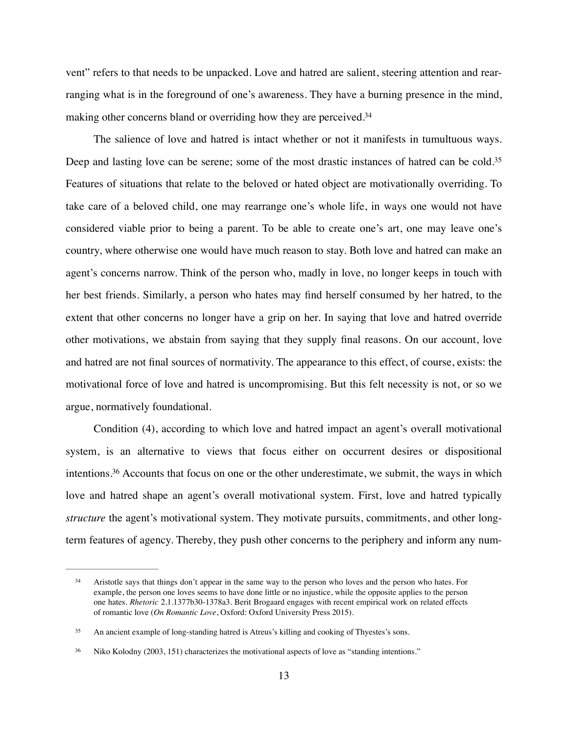vent" refers to that needs to be unpacked. Love and hatred are salient, steering attention and rearranging what is in the foreground of one's awareness. They have a burning presence in the mind, making other concerns bland or overriding how they are perceived.[34]

The salience of love and hatred is intact whether or not it manifests in tumultuous ways. Deep and lasting love can be serene; some of the most drastic instances of hatred can be cold.[35] Features of situations that relate to the beloved or hated object are motivationally overriding. To take care of a beloved child, one may rearrange one's whole life, in ways one would not have considered viable prior to being a parent. To be able to create one's art, one may leave one's country, where otherwise one would have much reason to stay. Both love and hatred can make an agent's concerns narrow. Think of the person who, madly in love, no longer keeps in touch with her best friends. Similarly, a person who hates may find herself consumed by her hatred, to the extent that other concerns no longer have a grip on her. In saying that love and hatred override other motivations, we abstain from saying that they supply final reasons. On our account, love and hatred are not final sources of normativity. The appearance to this effect, of course, exists: the motivational force of love and hatred is uncompromising. But this felt necessity is not, or so we argue, normatively foundational.

Condition (4), according to which love and hatred impact an agent's overall motivational system, is an alternative to views that focus either on occurrent desires or dispositional intentions.[36] Accounts that focus on one or the other underestimate, we submit, the ways in which love and hatred shape an agent's overall motivational system. First, love and hatred typically *structure* the agent's motivational system. They motivate pursuits, commitments, and other long-term features of agency. Thereby, they push other concerns to the periphery and inform any num-

---

[34] Aristotle says that things don't appear in the same way to the person who loves and the person who hates. For example, the person one loves seems to have done little or no injustice, while the opposite applies to the person one hates. *Rhetoric* 2.1.1377b30-1378a3. Berit Brogaard engages with recent empirical work on related effects of romantic love (*On Romantic Love*, Oxford: Oxford University Press 2015).

[35] An ancient example of long-standing hatred is Atreus's killing and cooking of Thyestes's sons.

[36] Niko Kolodny (2003, 151) characterizes the motivational aspects of love as "standing intentions."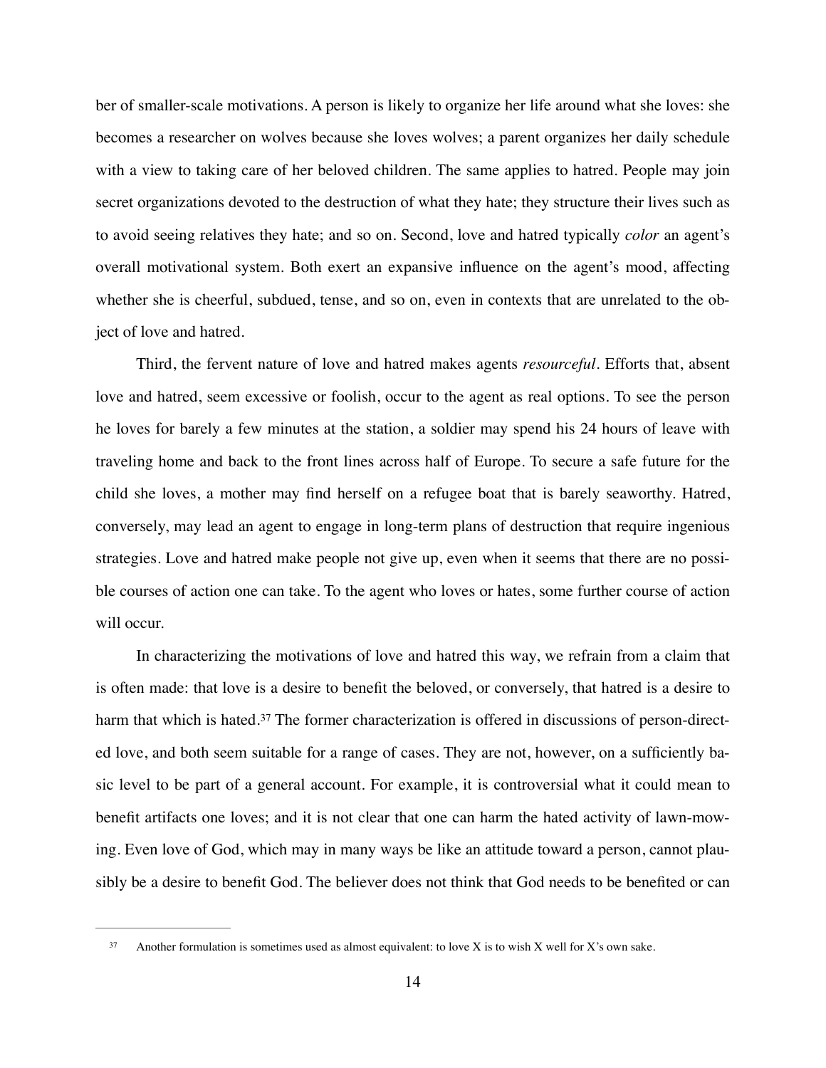ber of smaller-scale motivations. A person is likely to organize her life around what she loves: she becomes a researcher on wolves because she loves wolves; a parent organizes her daily schedule with a view to taking care of her beloved children. The same applies to hatred. People may join secret organizations devoted to the destruction of what they hate; they structure their lives such as to avoid seeing relatives they hate; and so on. Second, love and hatred typically *color* an agent's overall motivational system. Both exert an expansive influence on the agent's mood, affecting whether she is cheerful, subdued, tense, and so on, even in contexts that are unrelated to the object of love and hatred.

Third, the fervent nature of love and hatred makes agents *resourceful*. Efforts that, absent love and hatred, seem excessive or foolish, occur to the agent as real options. To see the person he loves for barely a few minutes at the station, a soldier may spend his 24 hours of leave with traveling home and back to the front lines across half of Europe. To secure a safe future for the child she loves, a mother may find herself on a refugee boat that is barely seaworthy. Hatred, conversely, may lead an agent to engage in long-term plans of destruction that require ingenious strategies. Love and hatred make people not give up, even when it seems that there are no possible courses of action one can take. To the agent who loves or hates, some further course of action will occur.

In characterizing the motivations of love and hatred this way, we refrain from a claim that is often made: that love is a desire to benefit the beloved, or conversely, that hatred is a desire to harm that which is hated.[37] The former characterization is offered in discussions of person-directed love, and both seem suitable for a range of cases. They are not, however, on a sufficiently basic level to be part of a general account. For example, it is controversial what it could mean to benefit artifacts one loves; and it is not clear that one can harm the hated activity of lawn-mowing. Even love of God, which may in many ways be like an attitude toward a person, cannot plausibly be a desire to benefit God. The believer does not think that God needs to be benefited or can

---

[37] Another formulation is sometimes used as almost equivalent: to love X is to wish X well for X's own sake.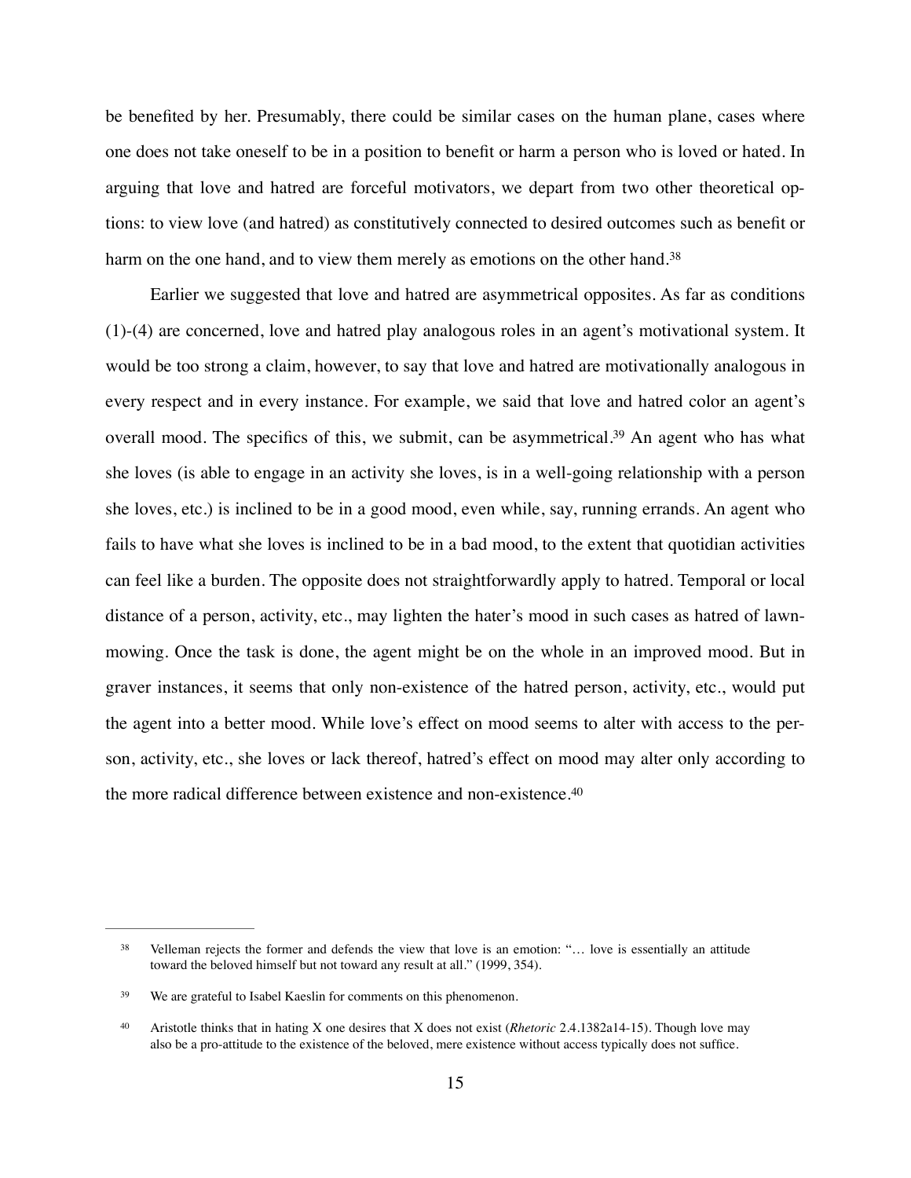be benefited by her. Presumably, there could be similar cases on the human plane, cases where one does not take oneself to be in a position to benefit or harm a person who is loved or hated. In arguing that love and hatred are forceful motivators, we depart from two other theoretical options: to view love (and hatred) as constitutively connected to desired outcomes such as benefit or harm on the one hand, and to view them merely as emotions on the other hand.[38]

Earlier we suggested that love and hatred are asymmetrical opposites. As far as conditions (1)-(4) are concerned, love and hatred play analogous roles in an agent's motivational system. It would be too strong a claim, however, to say that love and hatred are motivationally analogous in every respect and in every instance. For example, we said that love and hatred color an agent's overall mood. The specifics of this, we submit, can be asymmetrical.[39] An agent who has what she loves (is able to engage in an activity she loves, is in a well-going relationship with a person she loves, etc.) is inclined to be in a good mood, even while, say, running errands. An agent who fails to have what she loves is inclined to be in a bad mood, to the extent that quotidian activities can feel like a burden. The opposite does not straightforwardly apply to hatred. Temporal or local distance of a person, activity, etc., may lighten the hater's mood in such cases as hatred of lawn-mowing. Once the task is done, the agent might be on the whole in an improved mood. But in graver instances, it seems that only non-existence of the hatred person, activity, etc., would put the agent into a better mood. While love's effect on mood seems to alter with access to the person, activity, etc., she loves or lack thereof, hatred's effect on mood may alter only according to the more radical difference between existence and non-existence.[40]

---

[38] Velleman rejects the former and defends the view that love is an emotion: "… love is essentially an attitude toward the beloved himself but not toward any result at all." (1999, 354).

[39] We are grateful to Isabel Kaeslin for comments on this phenomenon.

[40] Aristotle thinks that in hating X one desires that X does not exist (*Rhetoric* 2.4.1382a14-15). Though love may also be a pro-attitude to the existence of the beloved, mere existence without access typically does not suffice.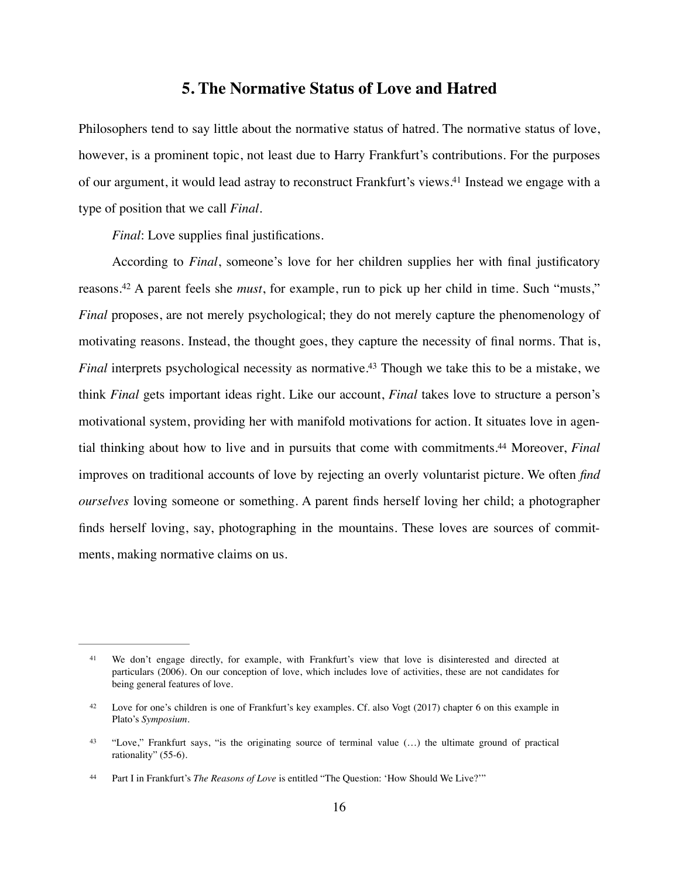## 5. The Normative Status of Love and Hatred

Philosophers tend to say little about the normative status of hatred. The normative status of love, however, is a prominent topic, not least due to Harry Frankfurt's contributions. For the purposes of our argument, it would lead astray to reconstruct Frankfurt's views.[41] Instead we engage with a type of position that we call *Final*.

*Final*: Love supplies final justifications.

According to *Final*, someone's love for her children supplies her with final justificatory reasons.[42] A parent feels she *must*, for example, run to pick up her child in time. Such "musts," *Final* proposes, are not merely psychological; they do not merely capture the phenomenology of motivating reasons. Instead, the thought goes, they capture the necessity of final norms. That is, *Final* interprets psychological necessity as normative.[43] Though we take this to be a mistake, we think *Final* gets important ideas right. Like our account, *Final* takes love to structure a person's motivational system, providing her with manifold motivations for action. It situates love in agential thinking about how to live and in pursuits that come with commitments.[44] Moreover, *Final* improves on traditional accounts of love by rejecting an overly voluntarist picture. We often *find ourselves* loving someone or something. A parent finds herself loving her child; a photographer finds herself loving, say, photographing in the mountains. These loves are sources of commitments, making normative claims on us.

---

[41] We don't engage directly, for example, with Frankfurt's view that love is disinterested and directed at particulars (2006). On our conception of love, which includes love of activities, these are not candidates for being general features of love.

[42] Love for one's children is one of Frankfurt's key examples. Cf. also Vogt (2017) chapter 6 on this example in Plato's *Symposium*.

[43] "Love," Frankfurt says, "is the originating source of terminal value (…) the ultimate ground of practical rationality" (55-6).

[44] Part I in Frankfurt's *The Reasons of Love* is entitled "The Question: 'How Should We Live?'"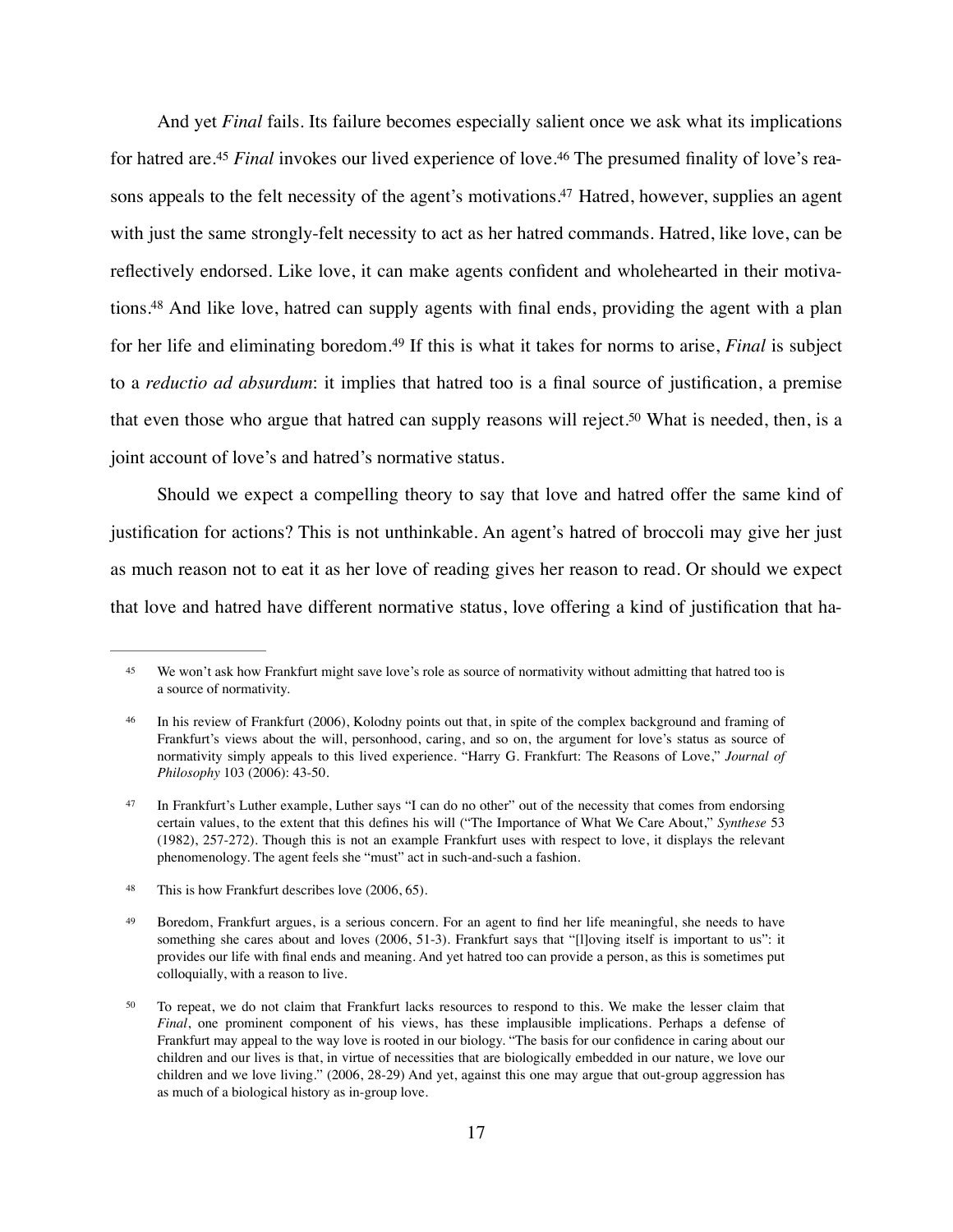And yet *Final* fails. Its failure becomes especially salient once we ask what its implications for hatred are.[45] *Final* invokes our lived experience of love.[46] The presumed finality of love's reasons appeals to the felt necessity of the agent's motivations.[47] Hatred, however, supplies an agent with just the same strongly-felt necessity to act as her hatred commands. Hatred, like love, can be reflectively endorsed. Like love, it can make agents confident and wholehearted in their motivations.[48] And like love, hatred can supply agents with final ends, providing the agent with a plan for her life and eliminating boredom.[49] If this is what it takes for norms to arise, *Final* is subject to a *reductio ad absurdum*: it implies that hatred too is a final source of justification, a premise that even those who argue that hatred can supply reasons will reject.[50] What is needed, then, is a joint account of love's and hatred's normative status.

Should we expect a compelling theory to say that love and hatred offer the same kind of justification for actions? This is not unthinkable. An agent's hatred of broccoli may give her just as much reason not to eat it as her love of reading gives her reason to read. Or should we expect that love and hatred have different normative status, love offering a kind of justification that ha-

---

[45] We won't ask how Frankfurt might save love's role as source of normativity without admitting that hatred too is a source of normativity.

[46] In his review of Frankfurt (2006), Kolodny points out that, in spite of the complex background and framing of Frankfurt's views about the will, personhood, caring, and so on, the argument for love's status as source of normativity simply appeals to this lived experience. "Harry G. Frankfurt: The Reasons of Love," *Journal of Philosophy* 103 (2006): 43-50.

[47] In Frankfurt's Luther example, Luther says "I can do no other" out of the necessity that comes from endorsing certain values, to the extent that this defines his will ("The Importance of What We Care About," *Synthese* 53 (1982), 257-272). Though this is not an example Frankfurt uses with respect to love, it displays the relevant phenomenology. The agent feels she "must" act in such-and-such a fashion.

[48] This is how Frankfurt describes love (2006, 65).

[49] Boredom, Frankfurt argues, is a serious concern. For an agent to find her life meaningful, she needs to have something she cares about and loves (2006, 51-3). Frankfurt says that "[l]oving itself is important to us": it provides our life with final ends and meaning. And yet hatred too can provide a person, as this is sometimes put colloquially, with a reason to live.

[50] To repeat, we do not claim that Frankfurt lacks resources to respond to this. We make the lesser claim that *Final*, one prominent component of his views, has these implausible implications. Perhaps a defense of Frankfurt may appeal to the way love is rooted in our biology. "The basis for our confidence in caring about our children and our lives is that, in virtue of necessities that are biologically embedded in our nature, we love our children and we love living." (2006, 28-29) And yet, against this one may argue that out-group aggression has as much of a biological history as in-group love.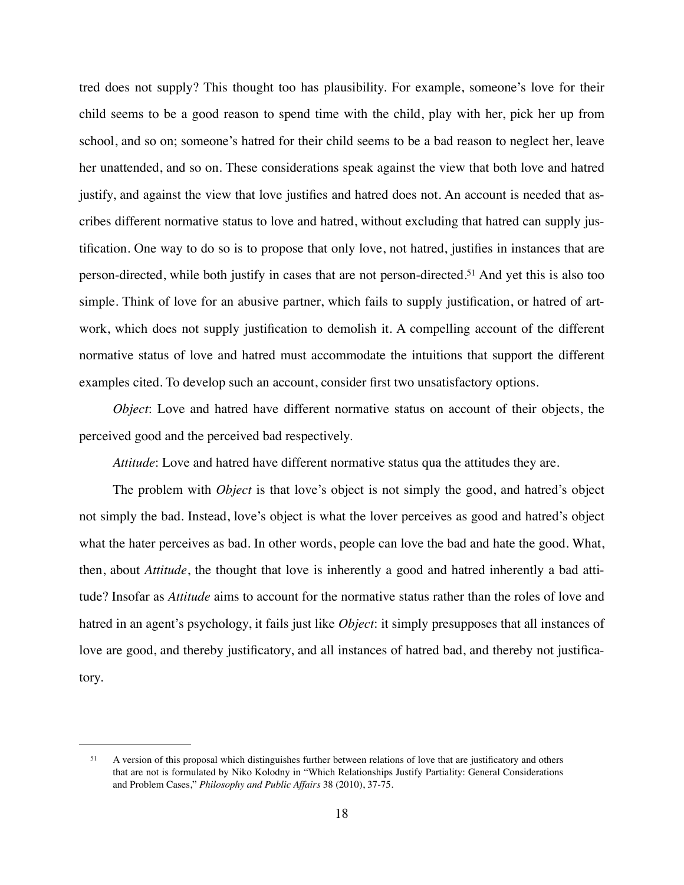tred does not supply? This thought too has plausibility. For example, someone's love for their child seems to be a good reason to spend time with the child, play with her, pick her up from school, and so on; someone's hatred for their child seems to be a bad reason to neglect her, leave her unattended, and so on. These considerations speak against the view that both love and hatred justify, and against the view that love justifies and hatred does not. An account is needed that ascribes different normative status to love and hatred, without excluding that hatred can supply justification. One way to do so is to propose that only love, not hatred, justifies in instances that are person-directed, while both justify in cases that are not person-directed.[51] And yet this is also too simple. Think of love for an abusive partner, which fails to supply justification, or hatred of artwork, which does not supply justification to demolish it. A compelling account of the different normative status of love and hatred must accommodate the intuitions that support the different examples cited. To develop such an account, consider first two unsatisfactory options.

*Object*: Love and hatred have different normative status on account of their objects, the perceived good and the perceived bad respectively.

*Attitude*: Love and hatred have different normative status qua the attitudes they are.

The problem with *Object* is that love's object is not simply the good, and hatred's object not simply the bad. Instead, love's object is what the lover perceives as good and hatred's object what the hater perceives as bad. In other words, people can love the bad and hate the good. What, then, about *Attitude*, the thought that love is inherently a good and hatred inherently a bad attitude? Insofar as *Attitude* aims to account for the normative status rather than the roles of love and hatred in an agent's psychology, it fails just like *Object*: it simply presupposes that all instances of love are good, and thereby justificatory, and all instances of hatred bad, and thereby not justificatory.

---

[51] A version of this proposal which distinguishes further between relations of love that are justificatory and others that are not is formulated by Niko Kolodny in "Which Relationships Justify Partiality: General Considerations and Problem Cases," *Philosophy and Public Affairs* 38 (2010), 37-75.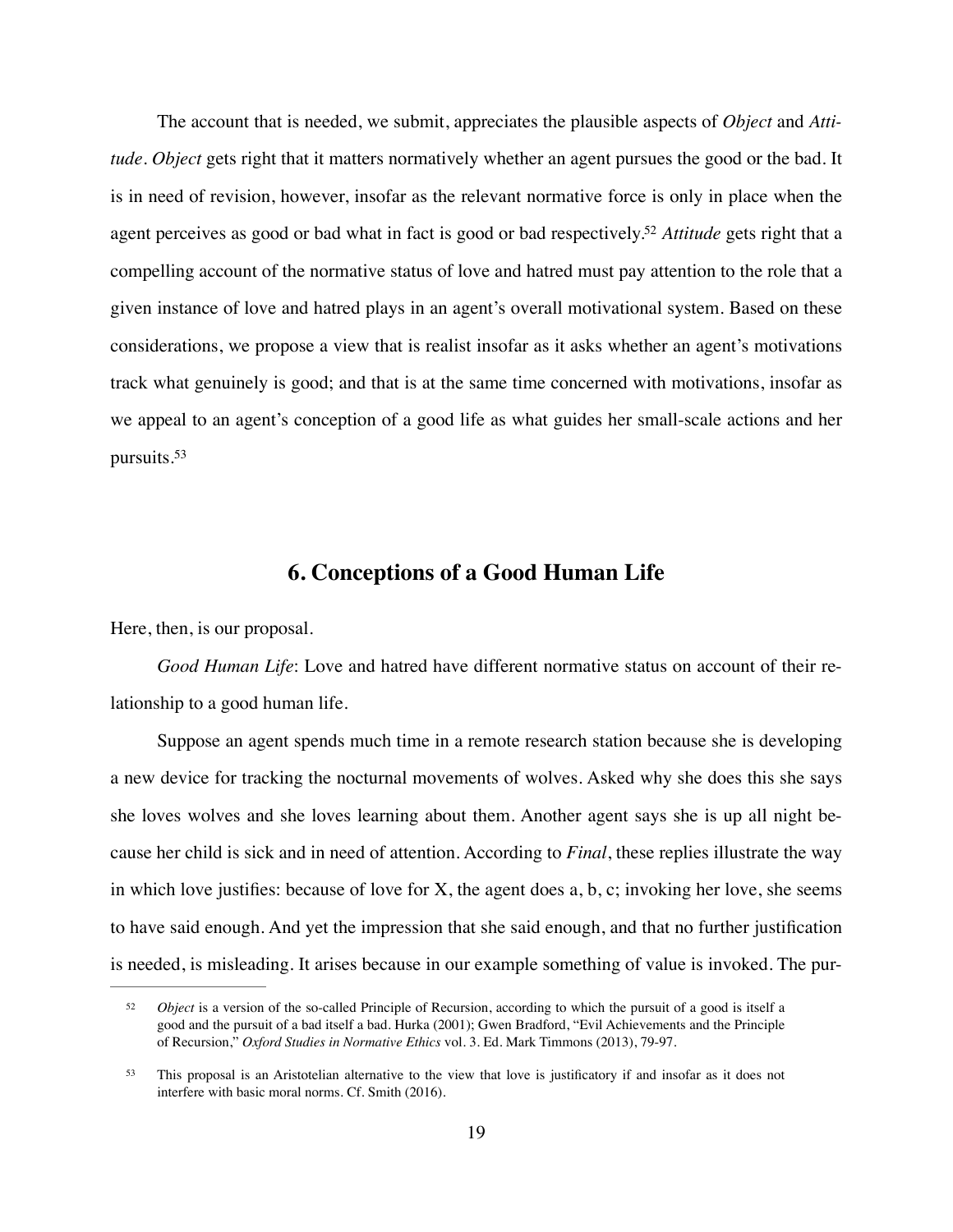The account that is needed, we submit, appreciates the plausible aspects of *Object* and *Attitude*. *Object* gets right that it matters normatively whether an agent pursues the good or the bad. It is in need of revision, however, insofar as the relevant normative force is only in place when the agent perceives as good or bad what in fact is good or bad respectively.[52] *Attitude* gets right that a compelling account of the normative status of love and hatred must pay attention to the role that a given instance of love and hatred plays in an agent's overall motivational system. Based on these considerations, we propose a view that is realist insofar as it asks whether an agent's motivations track what genuinely is good; and that is at the same time concerned with motivations, insofar as we appeal to an agent's conception of a good life as what guides her small-scale actions and her pursuits.[53]

## 6. Conceptions of a Good Human Life

Here, then, is our proposal.

*Good Human Life*: Love and hatred have different normative status on account of their relationship to a good human life.

Suppose an agent spends much time in a remote research station because she is developing a new device for tracking the nocturnal movements of wolves. Asked why she does this she says she loves wolves and she loves learning about them. Another agent says she is up all night because her child is sick and in need of attention. According to *Final*, these replies illustrate the way in which love justifies: because of love for X, the agent does a, b, c; invoking her love, she seems to have said enough. And yet the impression that she said enough, and that no further justification is needed, is misleading. It arises because in our example something of value is invoked. The pur-

---

[52] *Object* is a version of the so-called Principle of Recursion, according to which the pursuit of a good is itself a good and the pursuit of a bad itself a bad. Hurka (2001); Gwen Bradford, "Evil Achievements and the Principle of Recursion," *Oxford Studies in Normative Ethics* vol. 3. Ed. Mark Timmons (2013), 79-97.

[53] This proposal is an Aristotelian alternative to the view that love is justificatory if and insofar as it does not interfere with basic moral norms. Cf. Smith (2016).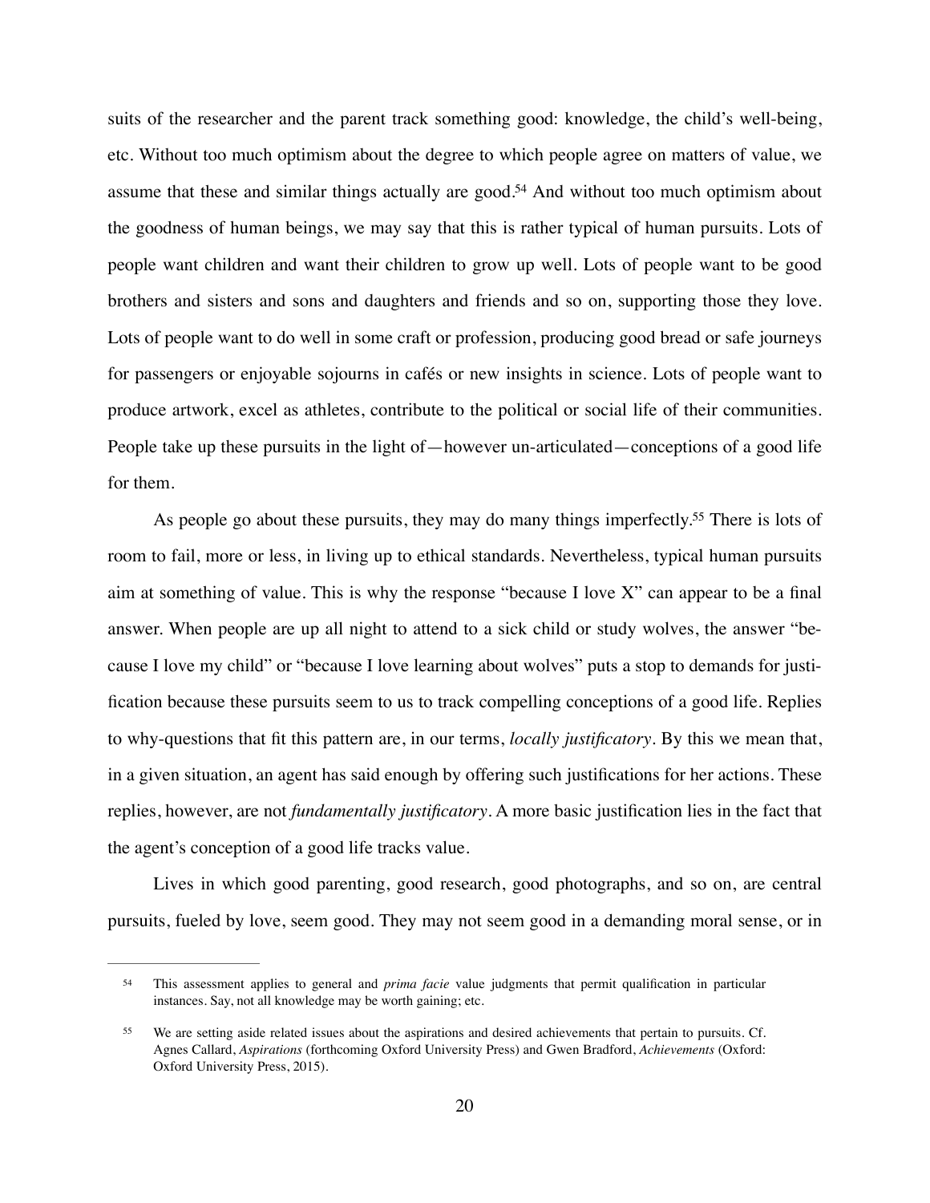suits of the researcher and the parent track something good: knowledge, the child's well-being, etc. Without too much optimism about the degree to which people agree on matters of value, we assume that these and similar things actually are good.[54] And without too much optimism about the goodness of human beings, we may say that this is rather typical of human pursuits. Lots of people want children and want their children to grow up well. Lots of people want to be good brothers and sisters and sons and daughters and friends and so on, supporting those they love. Lots of people want to do well in some craft or profession, producing good bread or safe journeys for passengers or enjoyable sojourns in cafés or new insights in science. Lots of people want to produce artwork, excel as athletes, contribute to the political or social life of their communities. People take up these pursuits in the light of—however un-articulated—conceptions of a good life for them.

As people go about these pursuits, they may do many things imperfectly.[55] There is lots of room to fail, more or less, in living up to ethical standards. Nevertheless, typical human pursuits aim at something of value. This is why the response "because I love X" can appear to be a final answer. When people are up all night to attend to a sick child or study wolves, the answer "because I love my child" or "because I love learning about wolves" puts a stop to demands for justification because these pursuits seem to us to track compelling conceptions of a good life. Replies to why-questions that fit this pattern are, in our terms, *locally justificatory*. By this we mean that, in a given situation, an agent has said enough by offering such justifications for her actions. These replies, however, are not *fundamentally justificatory*. A more basic justification lies in the fact that the agent's conception of a good life tracks value.

Lives in which good parenting, good research, good photographs, and so on, are central pursuits, fueled by love, seem good. They may not seem good in a demanding moral sense, or in

---

[54] This assessment applies to general and *prima facie* value judgments that permit qualification in particular instances. Say, not all knowledge may be worth gaining; etc.

[55] We are setting aside related issues about the aspirations and desired achievements that pertain to pursuits. Cf. Agnes Callard, *Aspirations* (forthcoming Oxford University Press) and Gwen Bradford, *Achievements* (Oxford: Oxford University Press, 2015).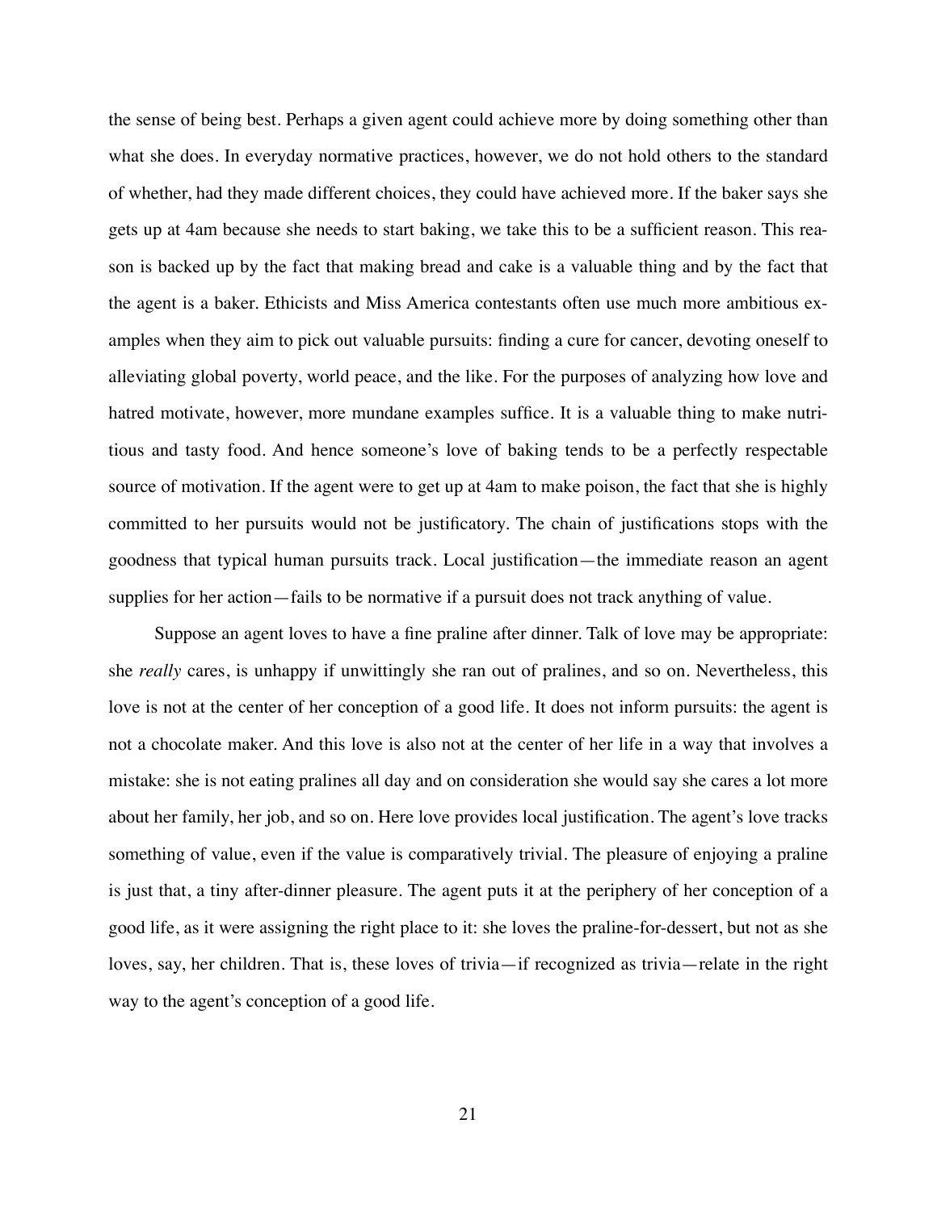the sense of being best. Perhaps a given agent could achieve more by doing something other than what she does. In everyday normative practices, however, we do not hold others to the standard of whether, had they made different choices, they could have achieved more. If the baker says she gets up at 4am because she needs to start baking, we take this to be a sufficient reason. This reason is backed up by the fact that making bread and cake is a valuable thing and by the fact that the agent is a baker. Ethicists and Miss America contestants often use much more ambitious examples when they aim to pick out valuable pursuits: finding a cure for cancer, devoting oneself to alleviating global poverty, world peace, and the like. For the purposes of analyzing how love and hatred motivate, however, more mundane examples suffice. It is a valuable thing to make nutritious and tasty food. And hence someone's love of baking tends to be a perfectly respectable source of motivation. If the agent were to get up at 4am to make poison, the fact that she is highly committed to her pursuits would not be justificatory. The chain of justifications stops with the goodness that typical human pursuits track. Local justification—the immediate reason an agent supplies for her action—fails to be normative if a pursuit does not track anything of value.

Suppose an agent loves to have a fine praline after dinner. Talk of love may be appropriate: she *really* cares, is unhappy if unwittingly she ran out of pralines, and so on. Nevertheless, this love is not at the center of her conception of a good life. It does not inform pursuits: the agent is not a chocolate maker. And this love is also not at the center of her life in a way that involves a mistake: she is not eating pralines all day and on consideration she would say she cares a lot more about her family, her job, and so on. Here love provides local justification. The agent's love tracks something of value, even if the value is comparatively trivial. The pleasure of enjoying a praline is just that, a tiny after-dinner pleasure. The agent puts it at the periphery of her conception of a good life, as it were assigning the right place to it: she loves the praline-for-dessert, but not as she loves, say, her children. That is, these loves of trivia—if recognized as trivia—relate in the right way to the agent's conception of a good life.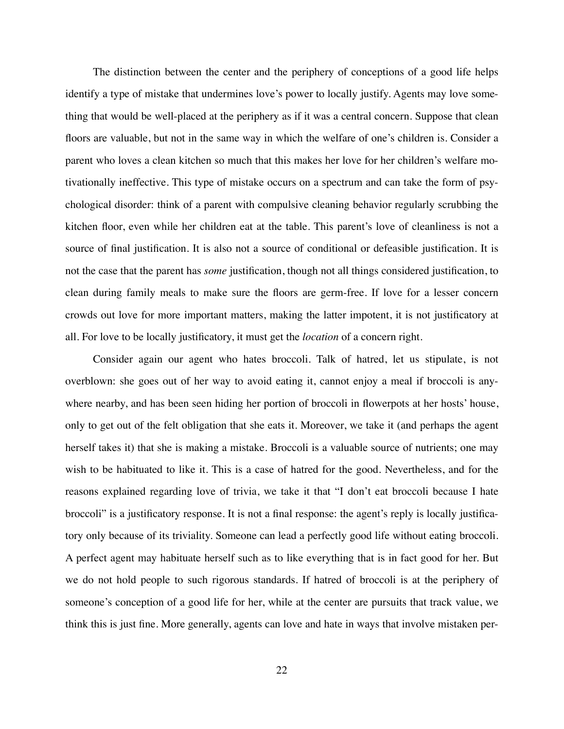The distinction between the center and the periphery of conceptions of a good life helps identify a type of mistake that undermines love's power to locally justify. Agents may love something that would be well-placed at the periphery as if it was a central concern. Suppose that clean floors are valuable, but not in the same way in which the welfare of one's children is. Consider a parent who loves a clean kitchen so much that this makes her love for her children's welfare motivationally ineffective. This type of mistake occurs on a spectrum and can take the form of psychological disorder: think of a parent with compulsive cleaning behavior regularly scrubbing the kitchen floor, even while her children eat at the table. This parent's love of cleanliness is not a source of final justification. It is also not a source of conditional or defeasible justification. It is not the case that the parent has *some* justification, though not all things considered justification, to clean during family meals to make sure the floors are germ-free. If love for a lesser concern crowds out love for more important matters, making the latter impotent, it is not justificatory at all. For love to be locally justificatory, it must get the *location* of a concern right.

Consider again our agent who hates broccoli. Talk of hatred, let us stipulate, is not overblown: she goes out of her way to avoid eating it, cannot enjoy a meal if broccoli is anywhere nearby, and has been seen hiding her portion of broccoli in flowerpots at her hosts' house, only to get out of the felt obligation that she eats it. Moreover, we take it (and perhaps the agent herself takes it) that she is making a mistake. Broccoli is a valuable source of nutrients; one may wish to be habituated to like it. This is a case of hatred for the good. Nevertheless, and for the reasons explained regarding love of trivia, we take it that "I don't eat broccoli because I hate broccoli" is a justificatory response. It is not a final response: the agent's reply is locally justificatory only because of its triviality. Someone can lead a perfectly good life without eating broccoli. A perfect agent may habituate herself such as to like everything that is in fact good for her. But we do not hold people to such rigorous standards. If hatred of broccoli is at the periphery of someone's conception of a good life for her, while at the center are pursuits that track value, we think this is just fine. More generally, agents can love and hate in ways that involve mistaken per-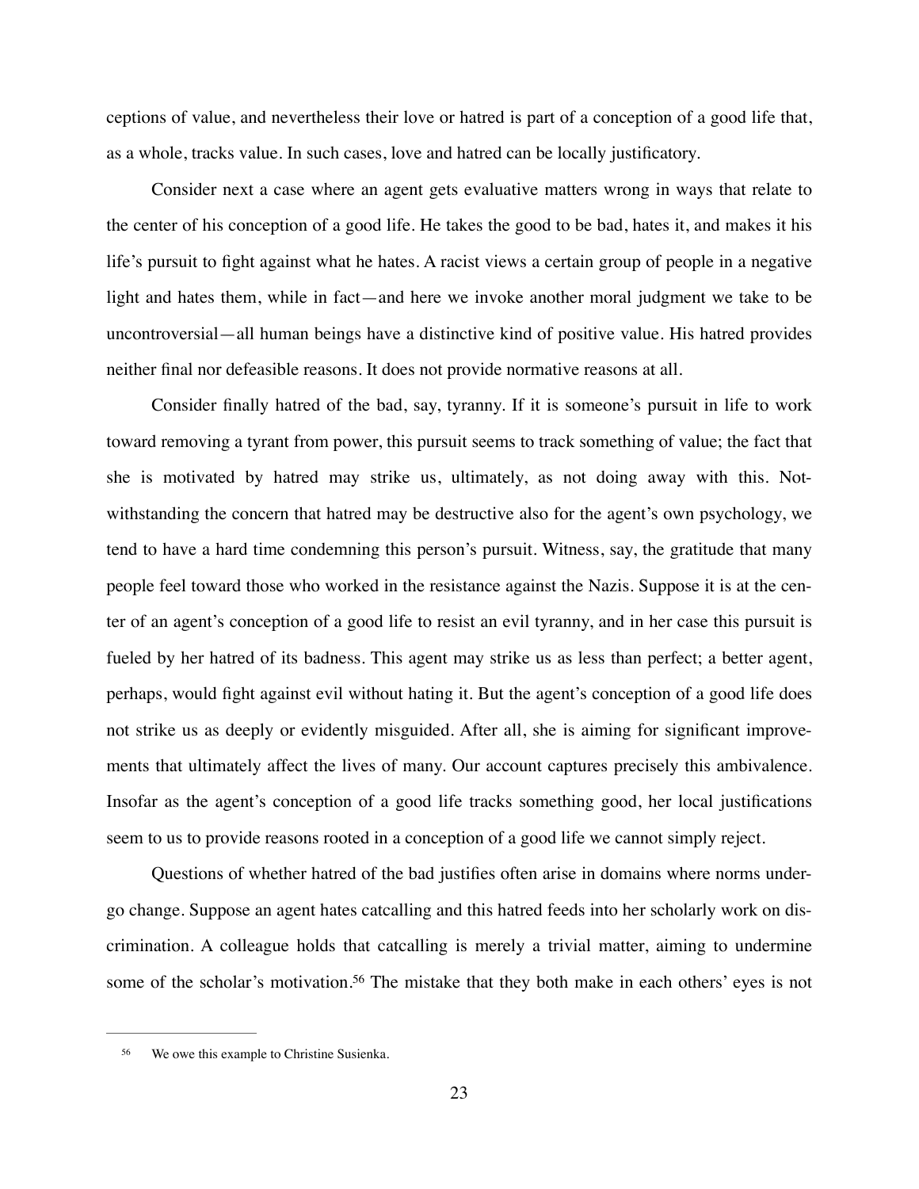ceptions of value, and nevertheless their love or hatred is part of a conception of a good life that, as a whole, tracks value. In such cases, love and hatred can be locally justificatory.

Consider next a case where an agent gets evaluative matters wrong in ways that relate to the center of his conception of a good life. He takes the good to be bad, hates it, and makes it his life's pursuit to fight against what he hates. A racist views a certain group of people in a negative light and hates them, while in fact—and here we invoke another moral judgment we take to be uncontroversial—all human beings have a distinctive kind of positive value. His hatred provides neither final nor defeasible reasons. It does not provide normative reasons at all.

Consider finally hatred of the bad, say, tyranny. If it is someone's pursuit in life to work toward removing a tyrant from power, this pursuit seems to track something of value; the fact that she is motivated by hatred may strike us, ultimately, as not doing away with this. Notwithstanding the concern that hatred may be destructive also for the agent's own psychology, we tend to have a hard time condemning this person's pursuit. Witness, say, the gratitude that many people feel toward those who worked in the resistance against the Nazis. Suppose it is at the center of an agent's conception of a good life to resist an evil tyranny, and in her case this pursuit is fueled by her hatred of its badness. This agent may strike us as less than perfect; a better agent, perhaps, would fight against evil without hating it. But the agent's conception of a good life does not strike us as deeply or evidently misguided. After all, she is aiming for significant improvements that ultimately affect the lives of many. Our account captures precisely this ambivalence. Insofar as the agent's conception of a good life tracks something good, her local justifications seem to us to provide reasons rooted in a conception of a good life we cannot simply reject.

Questions of whether hatred of the bad justifies often arise in domains where norms undergo change. Suppose an agent hates catcalling and this hatred feeds into her scholarly work on discrimination. A colleague holds that catcalling is merely a trivial matter, aiming to undermine some of the scholar's motivation.[56] The mistake that they both make in each others' eyes is not

---

[56] We owe this example to Christine Susienka.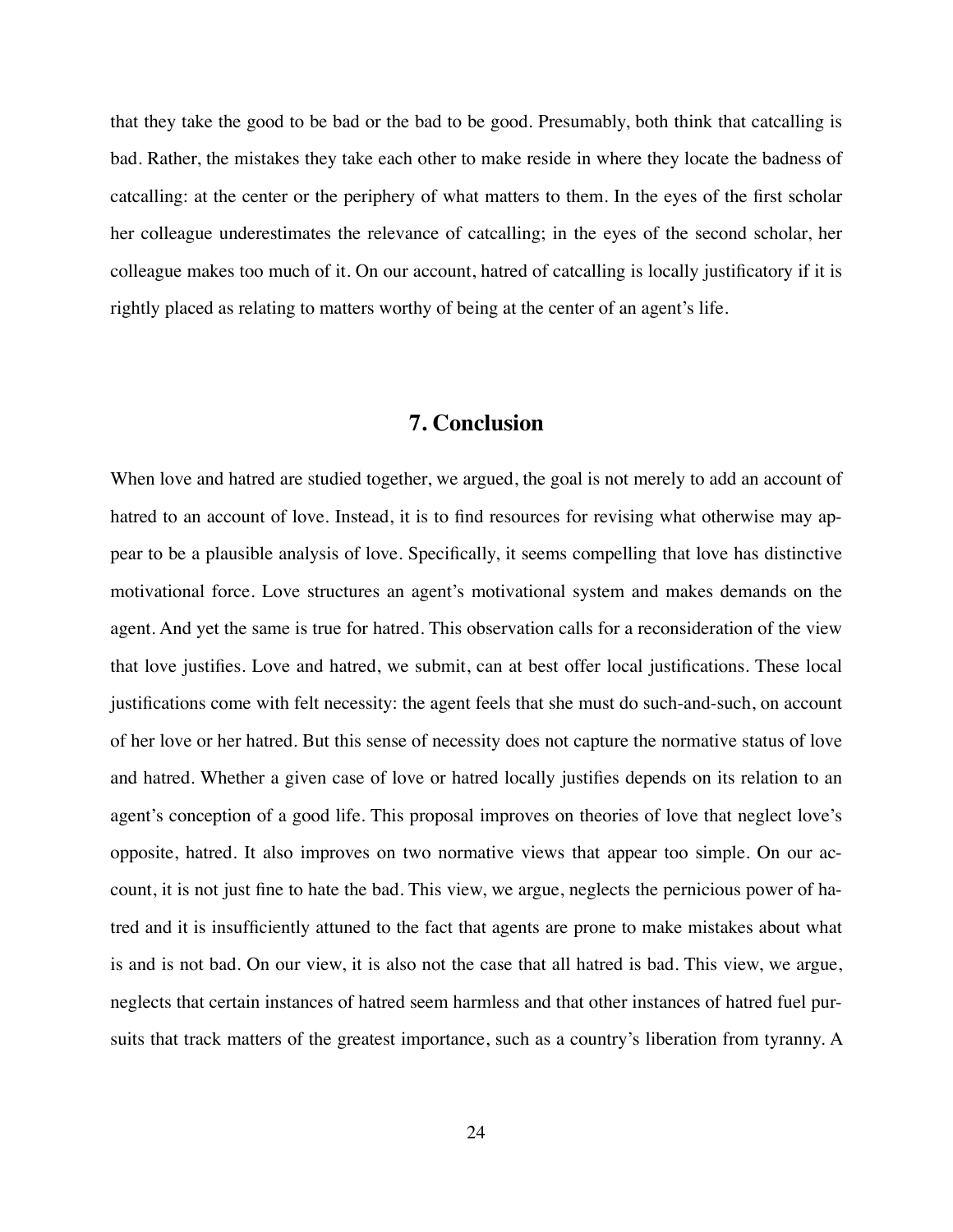that they take the good to be bad or the bad to be good. Presumably, both think that catcalling is bad. Rather, the mistakes they take each other to make reside in where they locate the badness of catcalling: at the center or the periphery of what matters to them. In the eyes of the first scholar her colleague underestimates the relevance of catcalling; in the eyes of the second scholar, her colleague makes too much of it. On our account, hatred of catcalling is locally justificatory if it is rightly placed as relating to matters worthy of being at the center of an agent's life.

## 7. Conclusion

When love and hatred are studied together, we argued, the goal is not merely to add an account of hatred to an account of love. Instead, it is to find resources for revising what otherwise may appear to be a plausible analysis of love. Specifically, it seems compelling that love has distinctive motivational force. Love structures an agent's motivational system and makes demands on the agent. And yet the same is true for hatred. This observation calls for a reconsideration of the view that love justifies. Love and hatred, we submit, can at best offer local justifications. These local justifications come with felt necessity: the agent feels that she must do such-and-such, on account of her love or her hatred. But this sense of necessity does not capture the normative status of love and hatred. Whether a given case of love or hatred locally justifies depends on its relation to an agent's conception of a good life. This proposal improves on theories of love that neglect love's opposite, hatred. It also improves on two normative views that appear too simple. On our account, it is not just fine to hate the bad. This view, we argue, neglects the pernicious power of hatred and it is insufficiently attuned to the fact that agents are prone to make mistakes about what is and is not bad. On our view, it is also not the case that all hatred is bad. This view, we argue, neglects that certain instances of hatred seem harmless and that other instances of hatred fuel pursuits that track matters of the greatest importance, such as a country's liberation from tyranny. A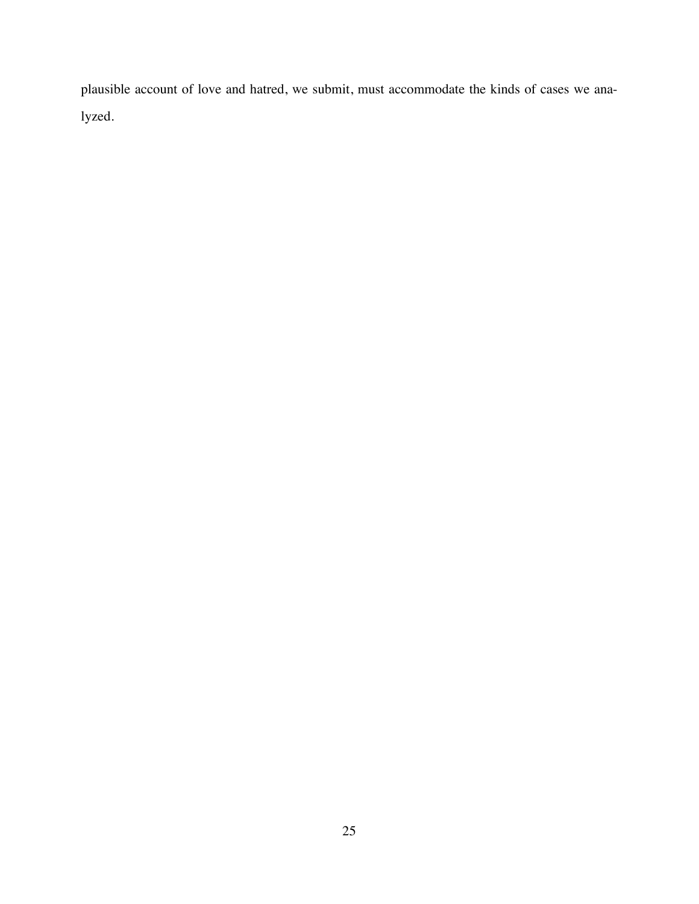plausible account of love and hatred, we submit, must accommodate the kinds of cases we analyzed.